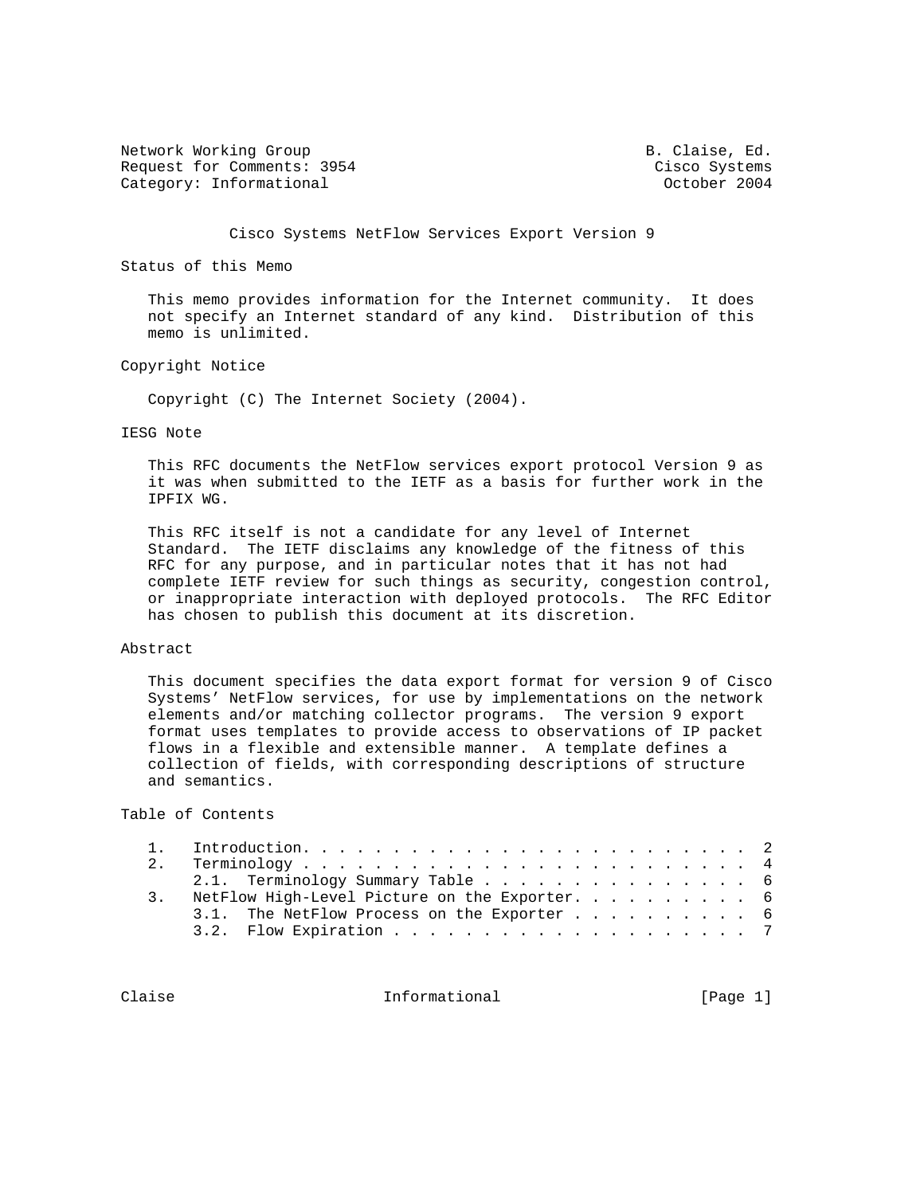Network Working Group                                    B. Claise, Ed.
Request for Comments: 3954                                Cisco Systems
Category: Informational                                    October 2004

# Cisco Systems NetFlow Services Export Version 9

## Status of this Memo

This memo provides information for the Internet community. It does not specify an Internet standard of any kind. Distribution of this memo is unlimited.

## Copyright Notice

Copyright (C) The Internet Society (2004).

## IESG Note

This RFC documents the NetFlow services export protocol Version 9 as it was when submitted to the IETF as a basis for further work in the IPFIX WG.

This RFC itself is not a candidate for any level of Internet Standard. The IETF disclaims any knowledge of the fitness of this RFC for any purpose, and in particular notes that it has not had complete IETF review for such things as security, congestion control, or inappropriate interaction with deployed protocols. The RFC Editor has chosen to publish this document at its discretion.

## Abstract

This document specifies the data export format for version 9 of Cisco Systems' NetFlow services, for use by implementations on the network elements and/or matching collector programs. The version 9 export format uses templates to provide access to observations of IP packet flows in a flexible and extensible manner. A template defines a collection of fields, with corresponding descriptions of structure and semantics.

## Table of Contents

```
1.   Introduction. . . . . . . . . . . . . . . . . . . . . . . . .  2
2.   Terminology . . . . . . . . . . . . . . . . . . . . . . . . .  4
     2.1.  Terminology Summary Table . . . . . . . . . . . . . . .  6
3.   NetFlow High-Level Picture on the Exporter. . . . . . . . . .  6
     3.1.  The NetFlow Process on the Exporter . . . . . . . . . .  6
     3.2.  Flow Expiration . . . . . . . . . . . . . . . . . . . .  7
```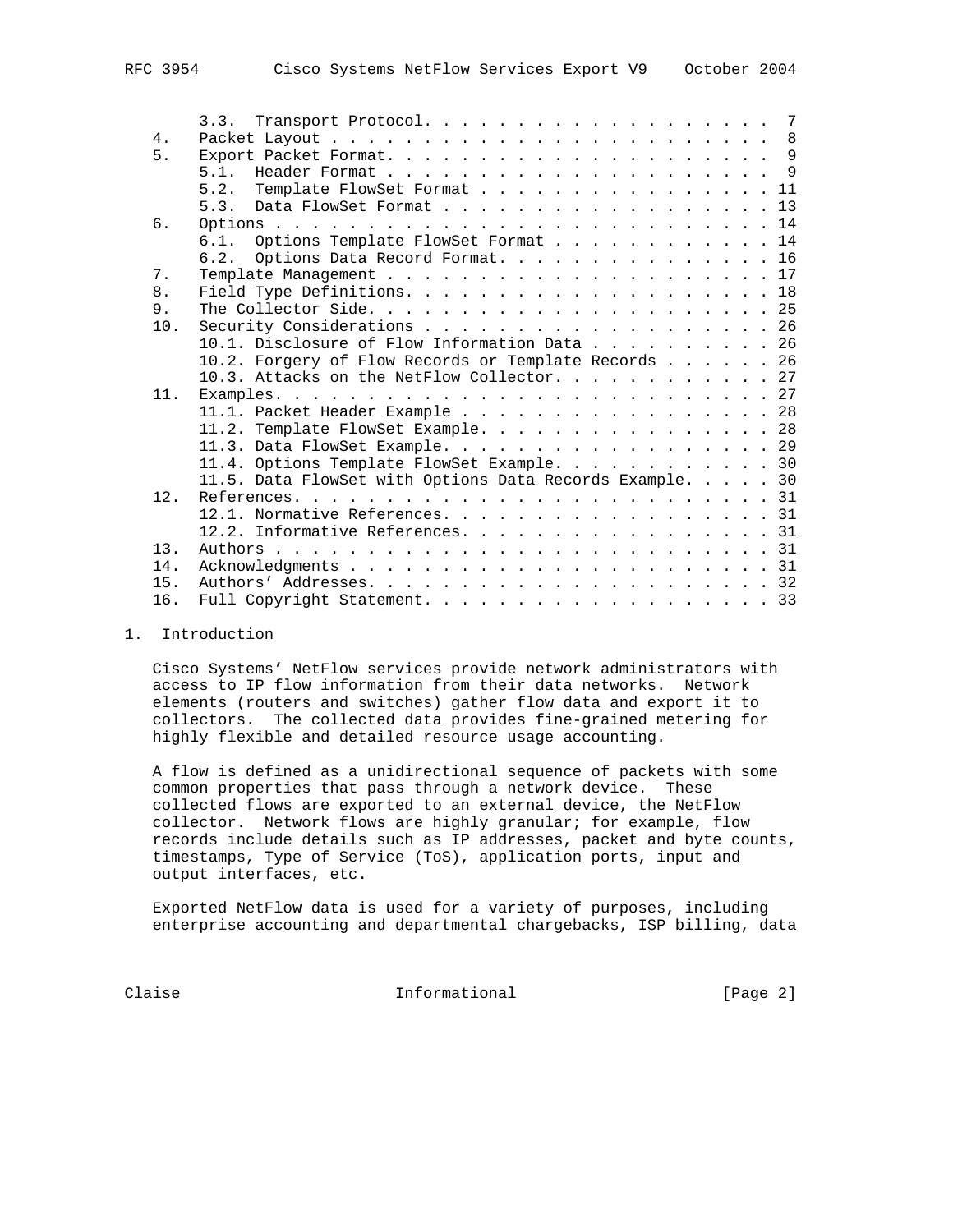3.3. Transport Protocol. . . . . . . . . . . . . . . . . . . . 7
4. Packet Layout . . . . . . . . . . . . . . . . . . . . . . . . 8
5. Export Packet Format. . . . . . . . . . . . . . . . . . . . . 9
   5.1. Header Format . . . . . . . . . . . . . . . . . . . . . 9
   5.2. Template FlowSet Format . . . . . . . . . . . . . . . . 11
   5.3. Data FlowSet Format . . . . . . . . . . . . . . . . . . 13
6. Options . . . . . . . . . . . . . . . . . . . . . . . . . . . 14
   6.1. Options Template FlowSet Format . . . . . . . . . . . . 14
   6.2. Options Data Record Format. . . . . . . . . . . . . . . 16
7. Template Management . . . . . . . . . . . . . . . . . . . . . 17
8. Field Type Definitions. . . . . . . . . . . . . . . . . . . . 18
9. The Collector Side. . . . . . . . . . . . . . . . . . . . . . 25
10. Security Considerations . . . . . . . . . . . . . . . . . . . 26
   10.1. Disclosure of Flow Information Data . . . . . . . . . . 26
   10.2. Forgery of Flow Records or Template Records . . . . . . 26
   10.3. Attacks on the NetFlow Collector. . . . . . . . . . . . 27
11. Examples. . . . . . . . . . . . . . . . . . . . . . . . . . . 27
   11.1. Packet Header Example . . . . . . . . . . . . . . . . . 28
   11.2. Template FlowSet Example. . . . . . . . . . . . . . . . 28
   11.3. Data FlowSet Example. . . . . . . . . . . . . . . . . . 29
   11.4. Options Template FlowSet Example. . . . . . . . . . . . 30
   11.5. Data FlowSet with Options Data Records Example. . . . . 30
12. References. . . . . . . . . . . . . . . . . . . . . . . . . . 31
   12.1. Normative References. . . . . . . . . . . . . . . . . . 31
   12.2. Informative References. . . . . . . . . . . . . . . . . 31
13. Authors . . . . . . . . . . . . . . . . . . . . . . . . . . . 31
14. Acknowledgments . . . . . . . . . . . . . . . . . . . . . . . 31
15. Authors' Addresses. . . . . . . . . . . . . . . . . . . . . . 32
16. Full Copyright Statement. . . . . . . . . . . . . . . . . . . 33

# 1. Introduction

Cisco Systems' NetFlow services provide network administrators with access to IP flow information from their data networks. Network elements (routers and switches) gather flow data and export it to collectors. The collected data provides fine-grained metering for highly flexible and detailed resource usage accounting.

A flow is defined as a unidirectional sequence of packets with some common properties that pass through a network device. These collected flows are exported to an external device, the NetFlow collector. Network flows are highly granular; for example, flow records include details such as IP addresses, packet and byte counts, timestamps, Type of Service (ToS), application ports, input and output interfaces, etc.

Exported NetFlow data is used for a variety of purposes, including enterprise accounting and departmental chargebacks, ISP billing, data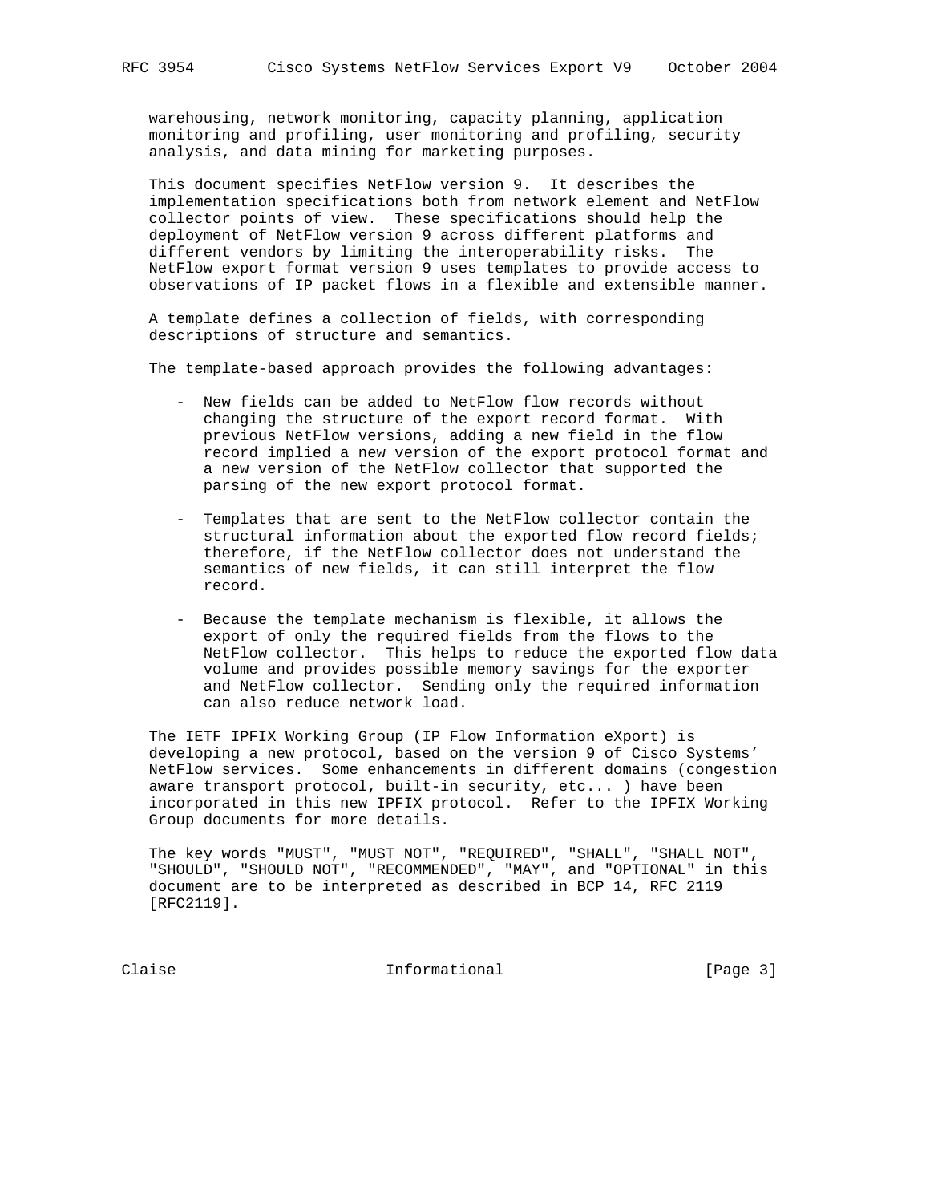warehousing, network monitoring, capacity planning, application monitoring and profiling, user monitoring and profiling, security analysis, and data mining for marketing purposes.

This document specifies NetFlow version 9. It describes the implementation specifications both from network element and NetFlow collector points of view. These specifications should help the deployment of NetFlow version 9 across different platforms and different vendors by limiting the interoperability risks. The NetFlow export format version 9 uses templates to provide access to observations of IP packet flows in a flexible and extensible manner.

A template defines a collection of fields, with corresponding descriptions of structure and semantics.

The template-based approach provides the following advantages:

- New fields can be added to NetFlow flow records without changing the structure of the export record format. With previous NetFlow versions, adding a new field in the flow record implied a new version of the export protocol format and a new version of the NetFlow collector that supported the parsing of the new export protocol format.

- Templates that are sent to the NetFlow collector contain the structural information about the exported flow record fields; therefore, if the NetFlow collector does not understand the semantics of new fields, it can still interpret the flow record.

- Because the template mechanism is flexible, it allows the export of only the required fields from the flows to the NetFlow collector. This helps to reduce the exported flow data volume and provides possible memory savings for the exporter and NetFlow collector. Sending only the required information can also reduce network load.

The IETF IPFIX Working Group (IP Flow Information eXport) is developing a new protocol, based on the version 9 of Cisco Systems' NetFlow services. Some enhancements in different domains (congestion aware transport protocol, built-in security, etc... ) have been incorporated in this new IPFIX protocol. Refer to the IPFIX Working Group documents for more details.

The key words "MUST", "MUST NOT", "REQUIRED", "SHALL", "SHALL NOT", "SHOULD", "SHOULD NOT", "RECOMMENDED", "MAY", and "OPTIONAL" in this document are to be interpreted as described in BCP 14, RFC 2119 [RFC2119].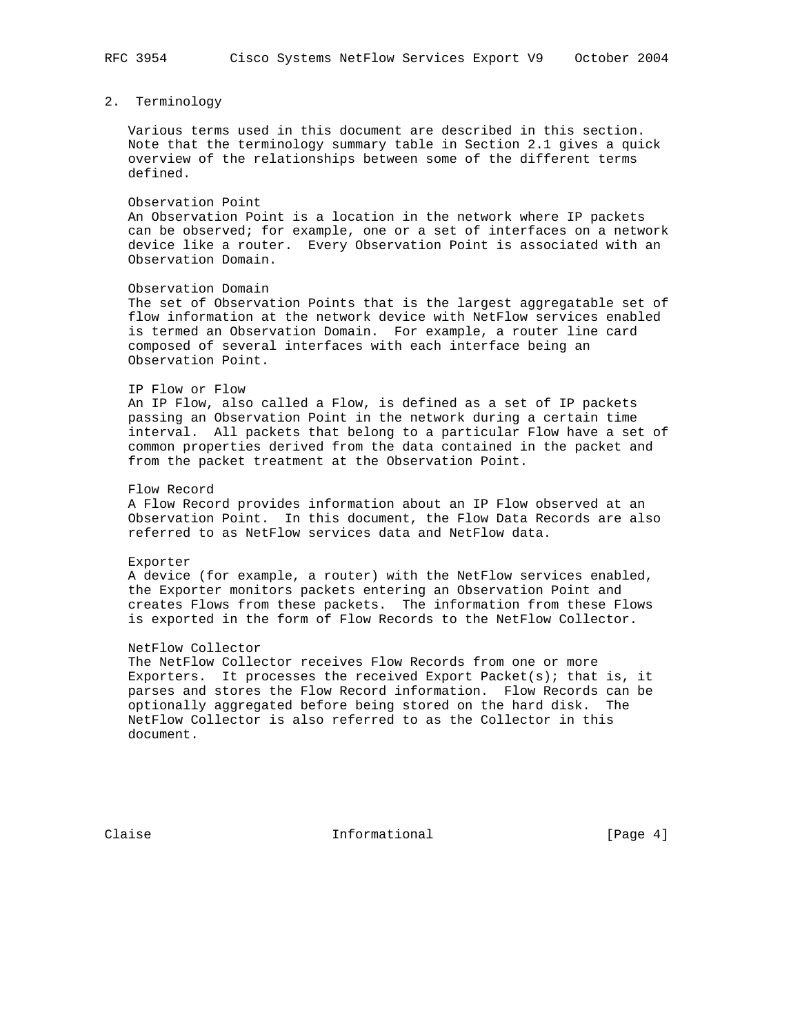## 2. Terminology

Various terms used in this document are described in this section. Note that the terminology summary table in Section 2.1 gives a quick overview of the relationships between some of the different terms defined.

Observation Point
An Observation Point is a location in the network where IP packets can be observed; for example, one or a set of interfaces on a network device like a router. Every Observation Point is associated with an Observation Domain.

Observation Domain
The set of Observation Points that is the largest aggregatable set of flow information at the network device with NetFlow services enabled is termed an Observation Domain. For example, a router line card composed of several interfaces with each interface being an Observation Point.

IP Flow or Flow
An IP Flow, also called a Flow, is defined as a set of IP packets passing an Observation Point in the network during a certain time interval. All packets that belong to a particular Flow have a set of common properties derived from the data contained in the packet and from the packet treatment at the Observation Point.

Flow Record
A Flow Record provides information about an IP Flow observed at an Observation Point. In this document, the Flow Data Records are also referred to as NetFlow services data and NetFlow data.

Exporter
A device (for example, a router) with the NetFlow services enabled, the Exporter monitors packets entering an Observation Point and creates Flows from these packets. The information from these Flows is exported in the form of Flow Records to the NetFlow Collector.

NetFlow Collector
The NetFlow Collector receives Flow Records from one or more Exporters. It processes the received Export Packet(s); that is, it parses and stores the Flow Record information. Flow Records can be optionally aggregated before being stored on the hard disk. The NetFlow Collector is also referred to as the Collector in this document.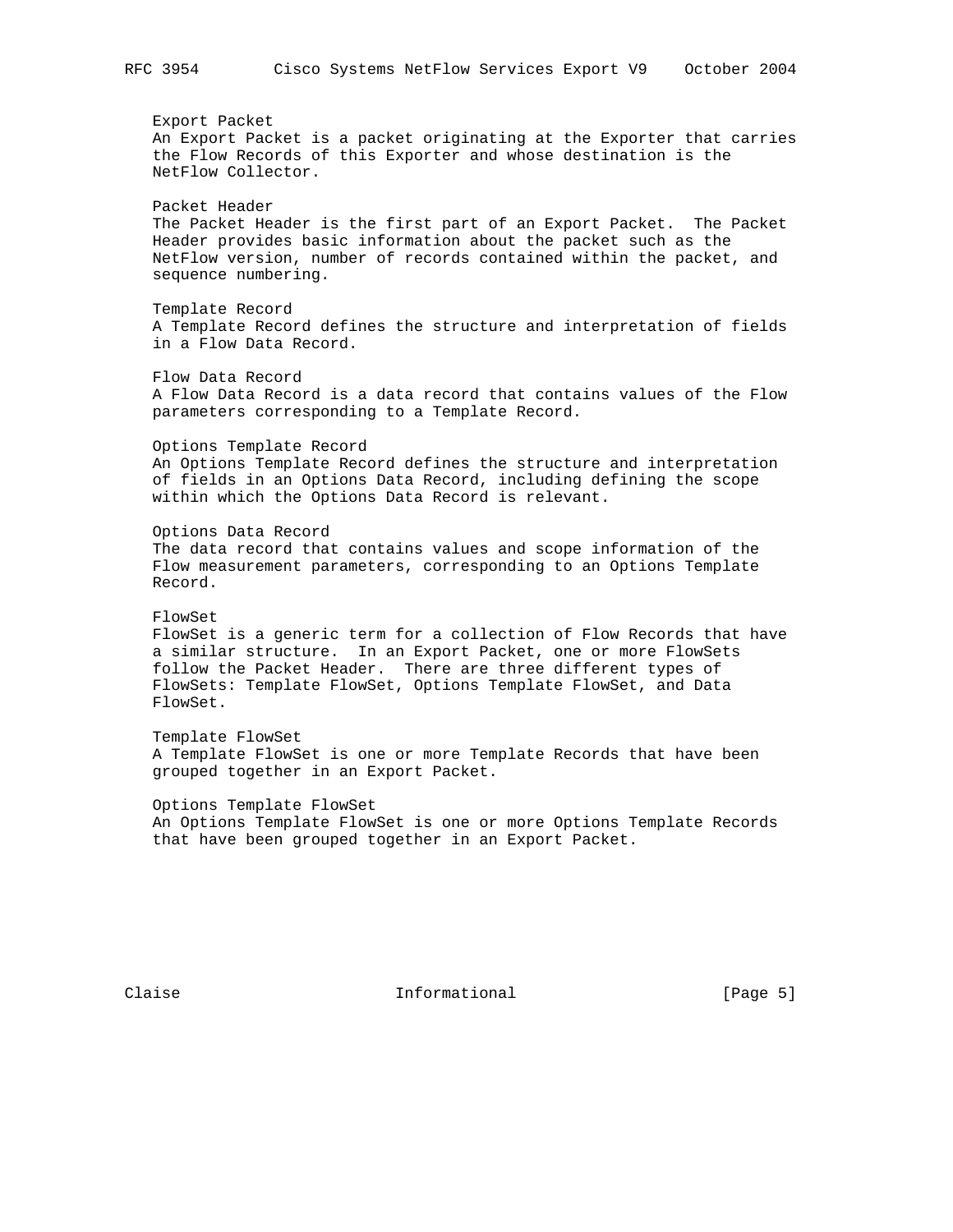Export Packet
An Export Packet is a packet originating at the Exporter that carries the Flow Records of this Exporter and whose destination is the NetFlow Collector.

Packet Header
The Packet Header is the first part of an Export Packet. The Packet Header provides basic information about the packet such as the NetFlow version, number of records contained within the packet, and sequence numbering.

Template Record
A Template Record defines the structure and interpretation of fields in a Flow Data Record.

Flow Data Record
A Flow Data Record is a data record that contains values of the Flow parameters corresponding to a Template Record.

Options Template Record
An Options Template Record defines the structure and interpretation of fields in an Options Data Record, including defining the scope within which the Options Data Record is relevant.

Options Data Record
The data record that contains values and scope information of the Flow measurement parameters, corresponding to an Options Template Record.

FlowSet
FlowSet is a generic term for a collection of Flow Records that have a similar structure. In an Export Packet, one or more FlowSets follow the Packet Header. There are three different types of FlowSets: Template FlowSet, Options Template FlowSet, and Data FlowSet.

Template FlowSet
A Template FlowSet is one or more Template Records that have been grouped together in an Export Packet.

Options Template FlowSet
An Options Template FlowSet is one or more Options Template Records that have been grouped together in an Export Packet.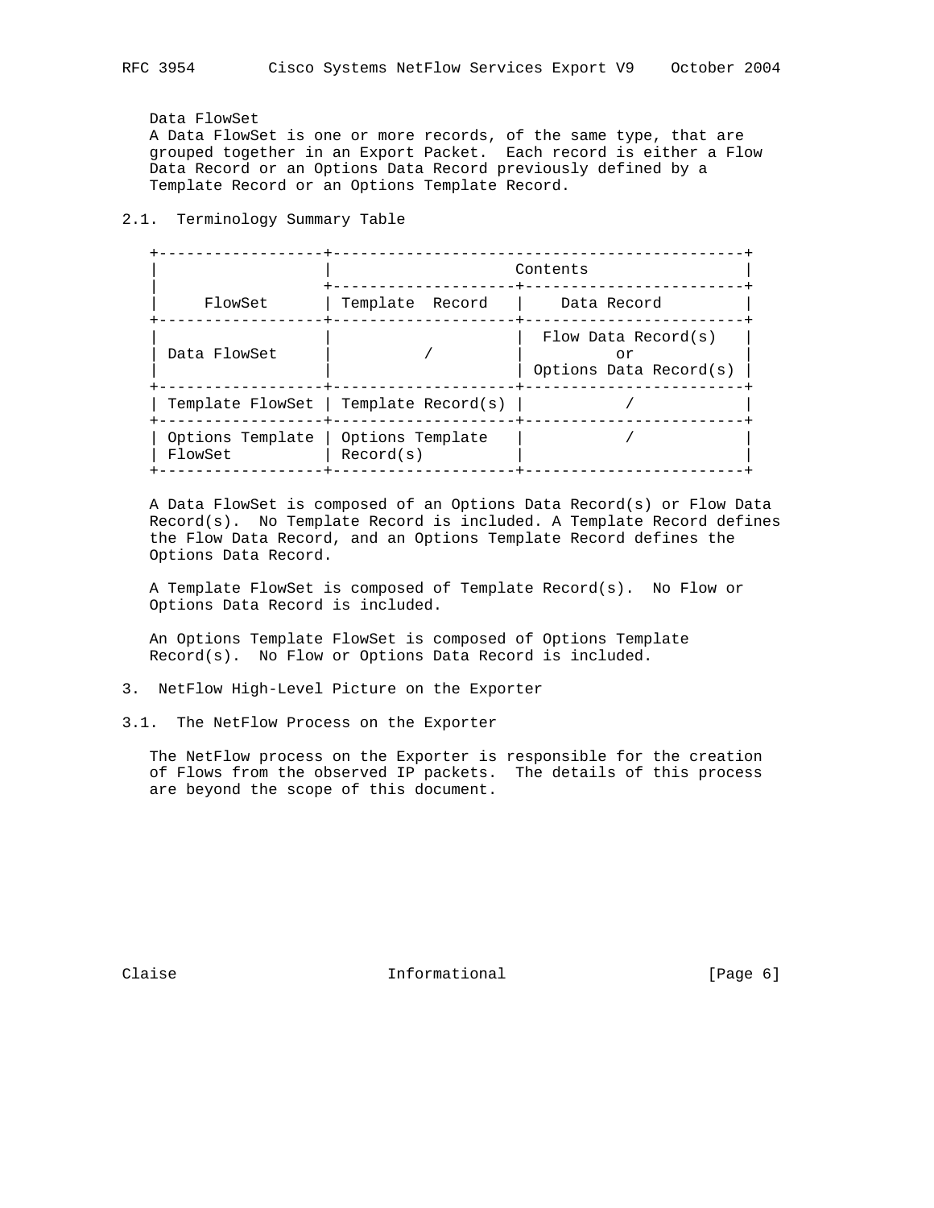Data FlowSet
A Data FlowSet is one or more records, of the same type, that are grouped together in an Export Packet. Each record is either a Flow Data Record or an Options Data Record previously defined by a Template Record or an Options Template Record.

## 2.1. Terminology Summary Table

| FlowSet | Contents | |
|---|---|---|
| | Template Record | Data Record |
| Data FlowSet | / | Flow Data Record(s) or Options Data Record(s) |
| Template FlowSet | Template Record(s) | / |
| Options Template FlowSet | Options Template Record(s) | / |

A Data FlowSet is composed of an Options Data Record(s) or Flow Data Record(s). No Template Record is included. A Template Record defines the Flow Data Record, and an Options Template Record defines the Options Data Record.

A Template FlowSet is composed of Template Record(s). No Flow or Options Data Record is included.

An Options Template FlowSet is composed of Options Template Record(s). No Flow or Options Data Record is included.

# 3. NetFlow High-Level Picture on the Exporter

## 3.1. The NetFlow Process on the Exporter

The NetFlow process on the Exporter is responsible for the creation of Flows from the observed IP packets. The details of this process are beyond the scope of this document.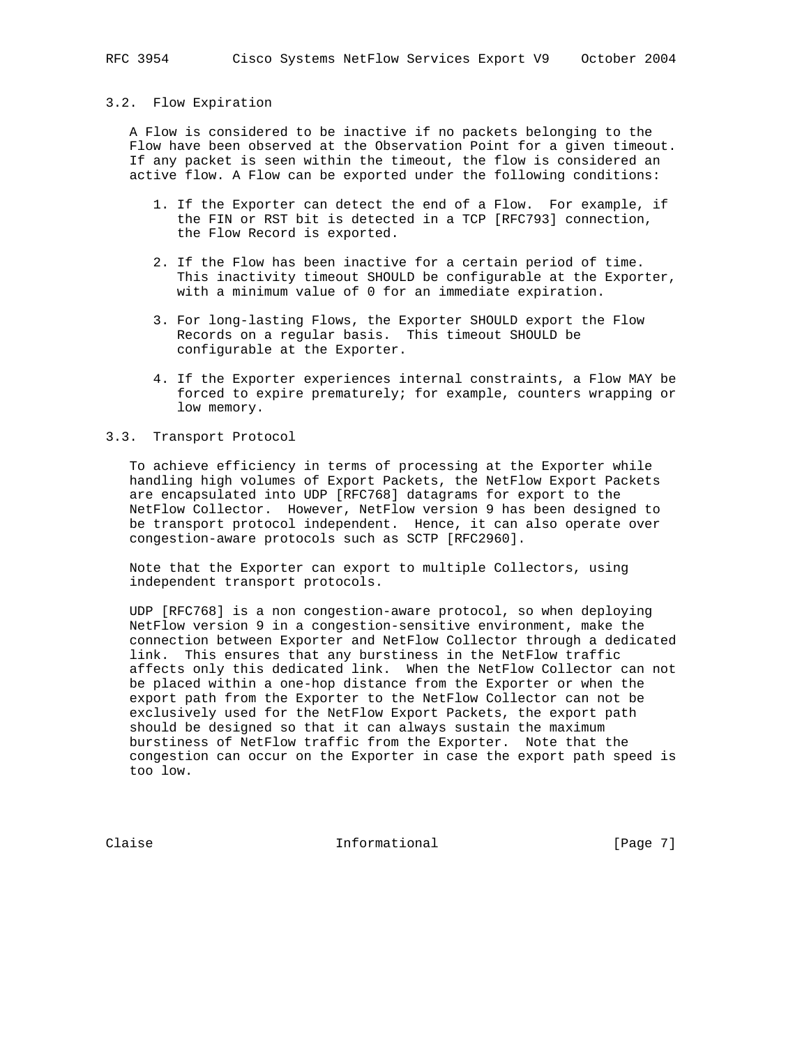### 3.2. Flow Expiration

A Flow is considered to be inactive if no packets belonging to the Flow have been observed at the Observation Point for a given timeout. If any packet is seen within the timeout, the flow is considered an active flow. A Flow can be exported under the following conditions:

1. If the Exporter can detect the end of a Flow. For example, if the FIN or RST bit is detected in a TCP [RFC793] connection, the Flow Record is exported.

2. If the Flow has been inactive for a certain period of time. This inactivity timeout SHOULD be configurable at the Exporter, with a minimum value of 0 for an immediate expiration.

3. For long-lasting Flows, the Exporter SHOULD export the Flow Records on a regular basis. This timeout SHOULD be configurable at the Exporter.

4. If the Exporter experiences internal constraints, a Flow MAY be forced to expire prematurely; for example, counters wrapping or low memory.

### 3.3. Transport Protocol

To achieve efficiency in terms of processing at the Exporter while handling high volumes of Export Packets, the NetFlow Export Packets are encapsulated into UDP [RFC768] datagrams for export to the NetFlow Collector. However, NetFlow version 9 has been designed to be transport protocol independent. Hence, it can also operate over congestion-aware protocols such as SCTP [RFC2960].

Note that the Exporter can export to multiple Collectors, using independent transport protocols.

UDP [RFC768] is a non congestion-aware protocol, so when deploying NetFlow version 9 in a congestion-sensitive environment, make the connection between Exporter and NetFlow Collector through a dedicated link. This ensures that any burstiness in the NetFlow traffic affects only this dedicated link. When the NetFlow Collector can not be placed within a one-hop distance from the Exporter or when the export path from the Exporter to the NetFlow Collector can not be exclusively used for the NetFlow Export Packets, the export path should be designed so that it can always sustain the maximum burstiness of NetFlow traffic from the Exporter. Note that the congestion can occur on the Exporter in case the export path speed is too low.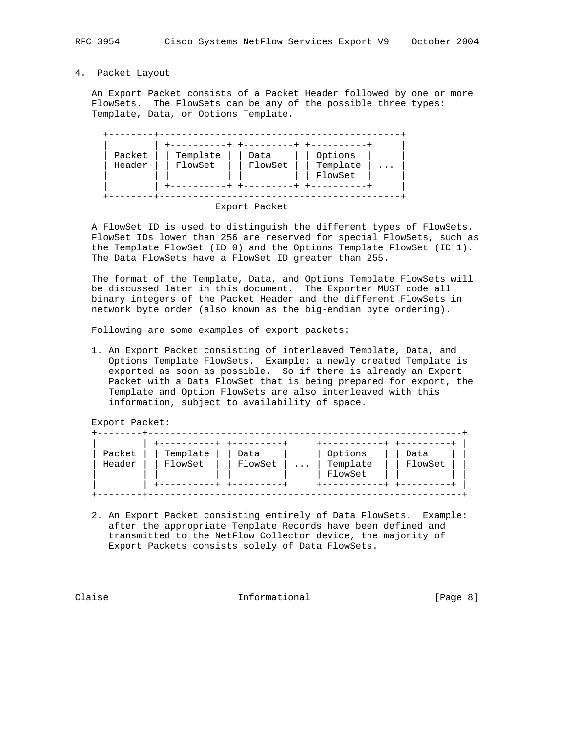## 4. Packet Layout

An Export Packet consists of a Packet Header followed by one or more FlowSets. The FlowSets can be any of the possible three types: Template, Data, or Options Template.

```
+--------+-------------------------------------------+
|        | +----------+ +---------+ +----------+     |
| Packet | | Template | | Data    | | Options  |     |
| Header | | FlowSet  | | FlowSet | | Template | ... |
|        | |          | |         | | FlowSet  |     |
|        | +----------+ +---------+ +----------+     |
+--------+-------------------------------------------+
                    Export Packet
```

A FlowSet ID is used to distinguish the different types of FlowSets. FlowSet IDs lower than 256 are reserved for special FlowSets, such as the Template FlowSet (ID 0) and the Options Template FlowSet (ID 1). The Data FlowSets have a FlowSet ID greater than 255.

The format of the Template, Data, and Options Template FlowSets will be discussed later in this document. The Exporter MUST code all binary integers of the Packet Header and the different FlowSets in network byte order (also known as the big-endian byte ordering).

Following are some examples of export packets:

1. An Export Packet consisting of interleaved Template, Data, and Options Template FlowSets. Example: a newly created Template is exported as soon as possible. So if there is already an Export Packet with a Data FlowSet that is being prepared for export, the Template and Option FlowSets are also interleaved with this information, subject to availability of space.

Export Packet:

```
+--------+--------------------------------------------------------+
|        | +----------+ +---------+     +-----------+ +---------+ |
| Packet | | Template | | Data    |     | Options   | | Data    | |
| Header | | FlowSet  | | FlowSet | ... | Template  | | FlowSet | |
|        | |          | |         |     | FlowSet   | |         | |
|        | +----------+ +---------+     +-----------+ +---------+ |
+--------+--------------------------------------------------------+
```

2. An Export Packet consisting entirely of Data FlowSets. Example: after the appropriate Template Records have been defined and transmitted to the NetFlow Collector device, the majority of Export Packets consists solely of Data FlowSets.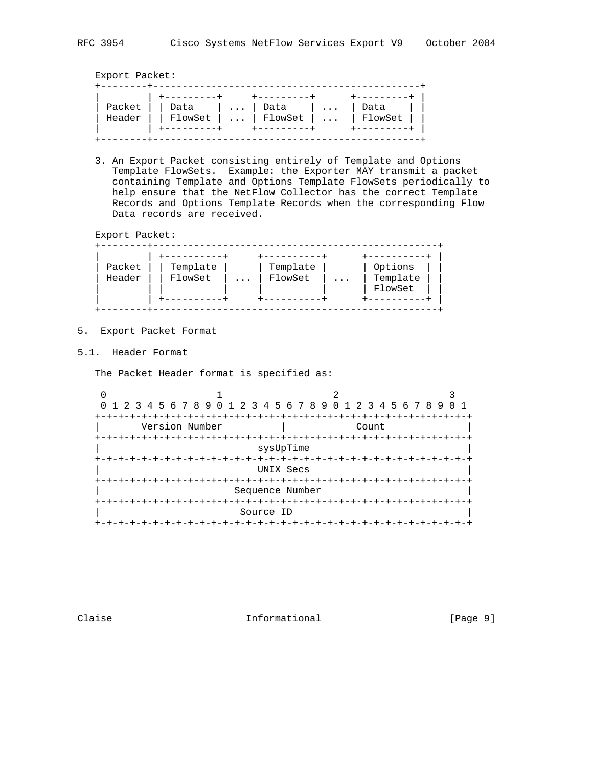Export Packet:

```
+--------+--------------------------------------------+
|        | +---------+     +---------+      +---------+ |
| Packet | | Data    | ... | Data    | ...  | Data    | |
| Header | | FlowSet | ... | FlowSet | ...  | FlowSet | |
|        | +---------+     +---------+      +---------+ |
+--------+--------------------------------------------+
```

3. An Export Packet consisting entirely of Template and Options Template FlowSets. Example: the Exporter MAY transmit a packet containing Template and Options Template FlowSets periodically to help ensure that the NetFlow Collector has the correct Template Records and Options Template Records when the corresponding Flow Data records are received.

Export Packet:

```
+--------+-------------------------------------------------+
|        | +----------+     +----------+      +----------+ |
| Packet | | Template |     | Template |      | Options  | |
| Header | | FlowSet  | ... | FlowSet  | ...  | Template | |
|        | |          |     |          |      | FlowSet  | |
|        | +----------+     +----------+      +----------+ |
+--------+-------------------------------------------------+
```

## 5. Export Packet Format

### 5.1. Header Format

The Packet Header format is specified as:

```
 0                   1                   2                   3
 0 1 2 3 4 5 6 7 8 9 0 1 2 3 4 5 6 7 8 9 0 1 2 3 4 5 6 7 8 9 0 1
+-+-+-+-+-+-+-+-+-+-+-+-+-+-+-+-+-+-+-+-+-+-+-+-+-+-+-+-+-+-+-+-+
|       Version Number          |            Count              |
+-+-+-+-+-+-+-+-+-+-+-+-+-+-+-+-+-+-+-+-+-+-+-+-+-+-+-+-+-+-+-+-+
|                           sysUpTime                           |
+-+-+-+-+-+-+-+-+-+-+-+-+-+-+-+-+-+-+-+-+-+-+-+-+-+-+-+-+-+-+-+-+
|                           UNIX Secs                           |
+-+-+-+-+-+-+-+-+-+-+-+-+-+-+-+-+-+-+-+-+-+-+-+-+-+-+-+-+-+-+-+-+
|                       Sequence Number                         |
+-+-+-+-+-+-+-+-+-+-+-+-+-+-+-+-+-+-+-+-+-+-+-+-+-+-+-+-+-+-+-+-+
|                        Source ID                              |
+-+-+-+-+-+-+-+-+-+-+-+-+-+-+-+-+-+-+-+-+-+-+-+-+-+-+-+-+-+-+-+-+
```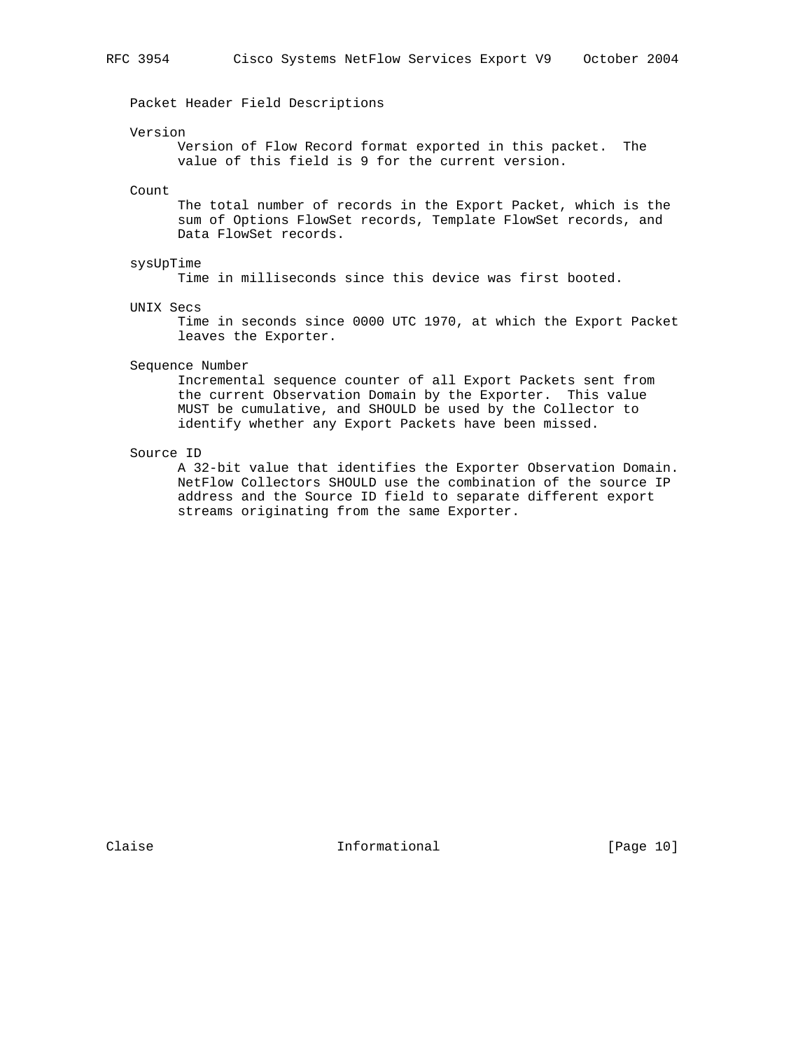Packet Header Field Descriptions

Version

Version of Flow Record format exported in this packet. The value of this field is 9 for the current version.

Count

The total number of records in the Export Packet, which is the sum of Options FlowSet records, Template FlowSet records, and Data FlowSet records.

sysUpTime

Time in milliseconds since this device was first booted.

UNIX Secs

Time in seconds since 0000 UTC 1970, at which the Export Packet leaves the Exporter.

Sequence Number

Incremental sequence counter of all Export Packets sent from the current Observation Domain by the Exporter. This value MUST be cumulative, and SHOULD be used by the Collector to identify whether any Export Packets have been missed.

Source ID

A 32-bit value that identifies the Exporter Observation Domain. NetFlow Collectors SHOULD use the combination of the source IP address and the Source ID field to separate different export streams originating from the same Exporter.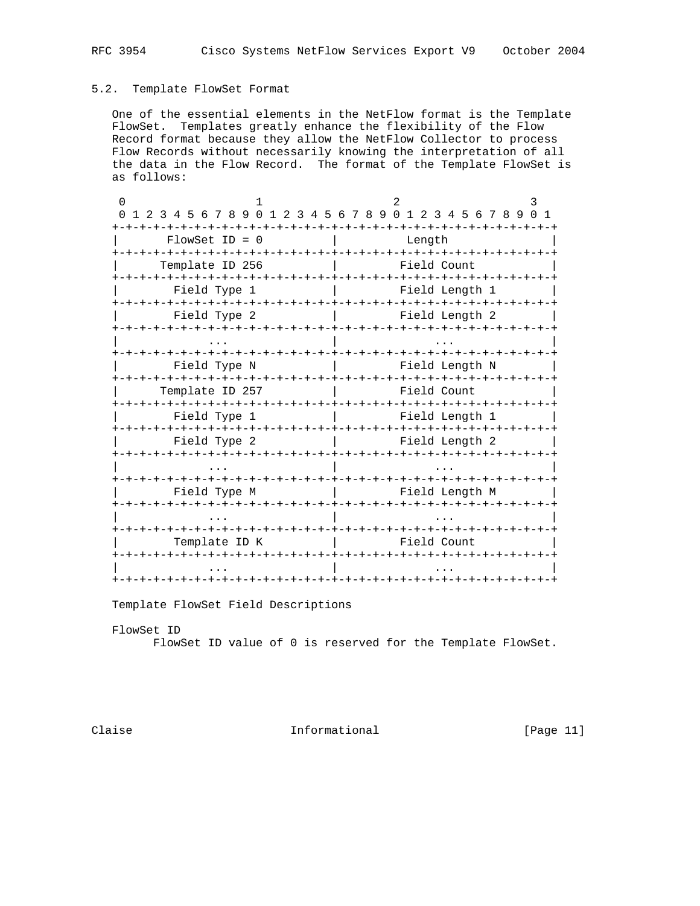## 5.2. Template FlowSet Format

One of the essential elements in the NetFlow format is the Template FlowSet. Templates greatly enhance the flexibility of the Flow Record format because they allow the NetFlow Collector to process Flow Records without necessarily knowing the interpretation of all the data in the Flow Record. The format of the Template FlowSet is as follows:

```
 0                   1                   2                   3
 0 1 2 3 4 5 6 7 8 9 0 1 2 3 4 5 6 7 8 9 0 1 2 3 4 5 6 7 8 9 0 1
+-+-+-+-+-+-+-+-+-+-+-+-+-+-+-+-+-+-+-+-+-+-+-+-+-+-+-+-+-+-+-+-+
|       FlowSet ID = 0          |          Length               |
+-+-+-+-+-+-+-+-+-+-+-+-+-+-+-+-+-+-+-+-+-+-+-+-+-+-+-+-+-+-+-+-+
|      Template ID 256          |         Field Count           |
+-+-+-+-+-+-+-+-+-+-+-+-+-+-+-+-+-+-+-+-+-+-+-+-+-+-+-+-+-+-+-+-+
|        Field Type 1           |         Field Length 1        |
+-+-+-+-+-+-+-+-+-+-+-+-+-+-+-+-+-+-+-+-+-+-+-+-+-+-+-+-+-+-+-+-+
|        Field Type 2           |         Field Length 2        |
+-+-+-+-+-+-+-+-+-+-+-+-+-+-+-+-+-+-+-+-+-+-+-+-+-+-+-+-+-+-+-+-+
|             ...               |              ...              |
+-+-+-+-+-+-+-+-+-+-+-+-+-+-+-+-+-+-+-+-+-+-+-+-+-+-+-+-+-+-+-+-+
|        Field Type N           |         Field Length N        |
+-+-+-+-+-+-+-+-+-+-+-+-+-+-+-+-+-+-+-+-+-+-+-+-+-+-+-+-+-+-+-+-+
|      Template ID 257          |         Field Count           |
+-+-+-+-+-+-+-+-+-+-+-+-+-+-+-+-+-+-+-+-+-+-+-+-+-+-+-+-+-+-+-+-+
|        Field Type 1           |         Field Length 1        |
+-+-+-+-+-+-+-+-+-+-+-+-+-+-+-+-+-+-+-+-+-+-+-+-+-+-+-+-+-+-+-+-+
|        Field Type 2           |         Field Length 2        |
+-+-+-+-+-+-+-+-+-+-+-+-+-+-+-+-+-+-+-+-+-+-+-+-+-+-+-+-+-+-+-+-+
|             ...               |              ...              |
+-+-+-+-+-+-+-+-+-+-+-+-+-+-+-+-+-+-+-+-+-+-+-+-+-+-+-+-+-+-+-+-+
|        Field Type M           |         Field Length M        |
+-+-+-+-+-+-+-+-+-+-+-+-+-+-+-+-+-+-+-+-+-+-+-+-+-+-+-+-+-+-+-+-+
|             ...               |              ...              |
+-+-+-+-+-+-+-+-+-+-+-+-+-+-+-+-+-+-+-+-+-+-+-+-+-+-+-+-+-+-+-+-+
|        Template ID K          |         Field Count           |
+-+-+-+-+-+-+-+-+-+-+-+-+-+-+-+-+-+-+-+-+-+-+-+-+-+-+-+-+-+-+-+-+
|             ...               |              ...              |
+-+-+-+-+-+-+-+-+-+-+-+-+-+-+-+-+-+-+-+-+-+-+-+-+-+-+-+-+-+-+-+-+
```

Template FlowSet Field Descriptions

FlowSet ID
: FlowSet ID value of 0 is reserved for the Template FlowSet.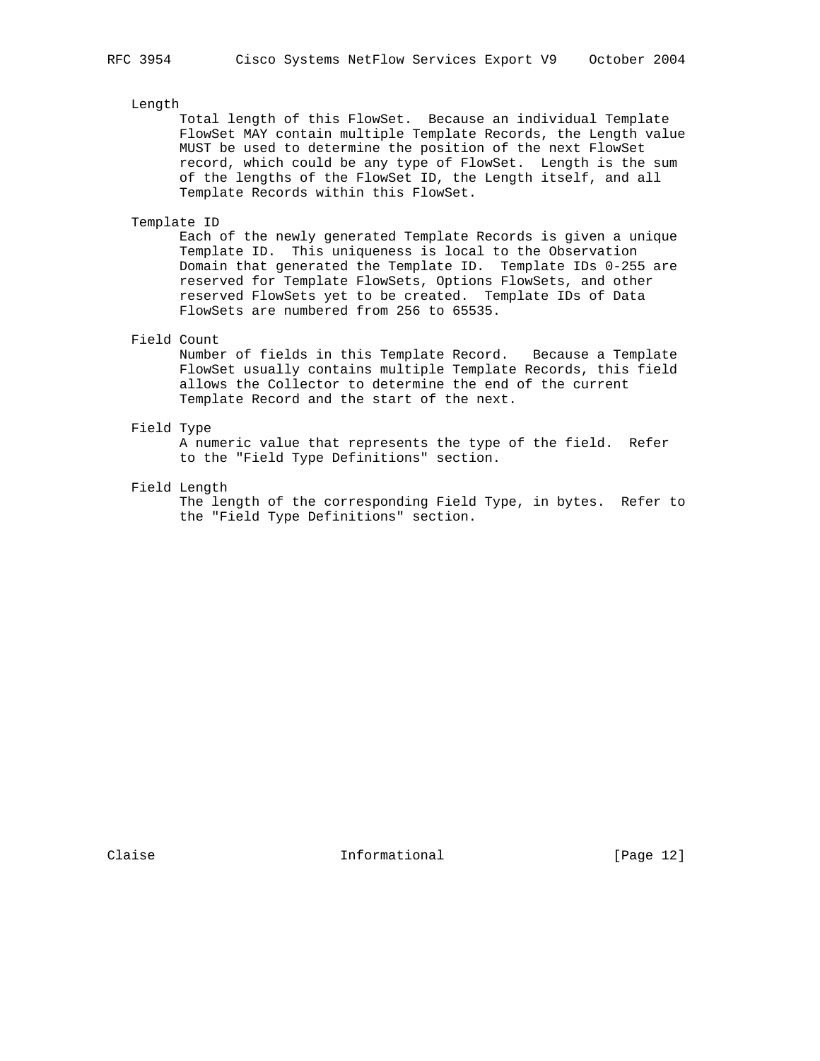Length
: Total length of this FlowSet. Because an individual Template FlowSet MAY contain multiple Template Records, the Length value MUST be used to determine the position of the next FlowSet record, which could be any type of FlowSet. Length is the sum of the lengths of the FlowSet ID, the Length itself, and all Template Records within this FlowSet.

Template ID
: Each of the newly generated Template Records is given a unique Template ID. This uniqueness is local to the Observation Domain that generated the Template ID. Template IDs 0-255 are reserved for Template FlowSets, Options FlowSets, and other reserved FlowSets yet to be created. Template IDs of Data FlowSets are numbered from 256 to 65535.

Field Count
: Number of fields in this Template Record. Because a Template FlowSet usually contains multiple Template Records, this field allows the Collector to determine the end of the current Template Record and the start of the next.

Field Type
: A numeric value that represents the type of the field. Refer to the "Field Type Definitions" section.

Field Length
: The length of the corresponding Field Type, in bytes. Refer to the "Field Type Definitions" section.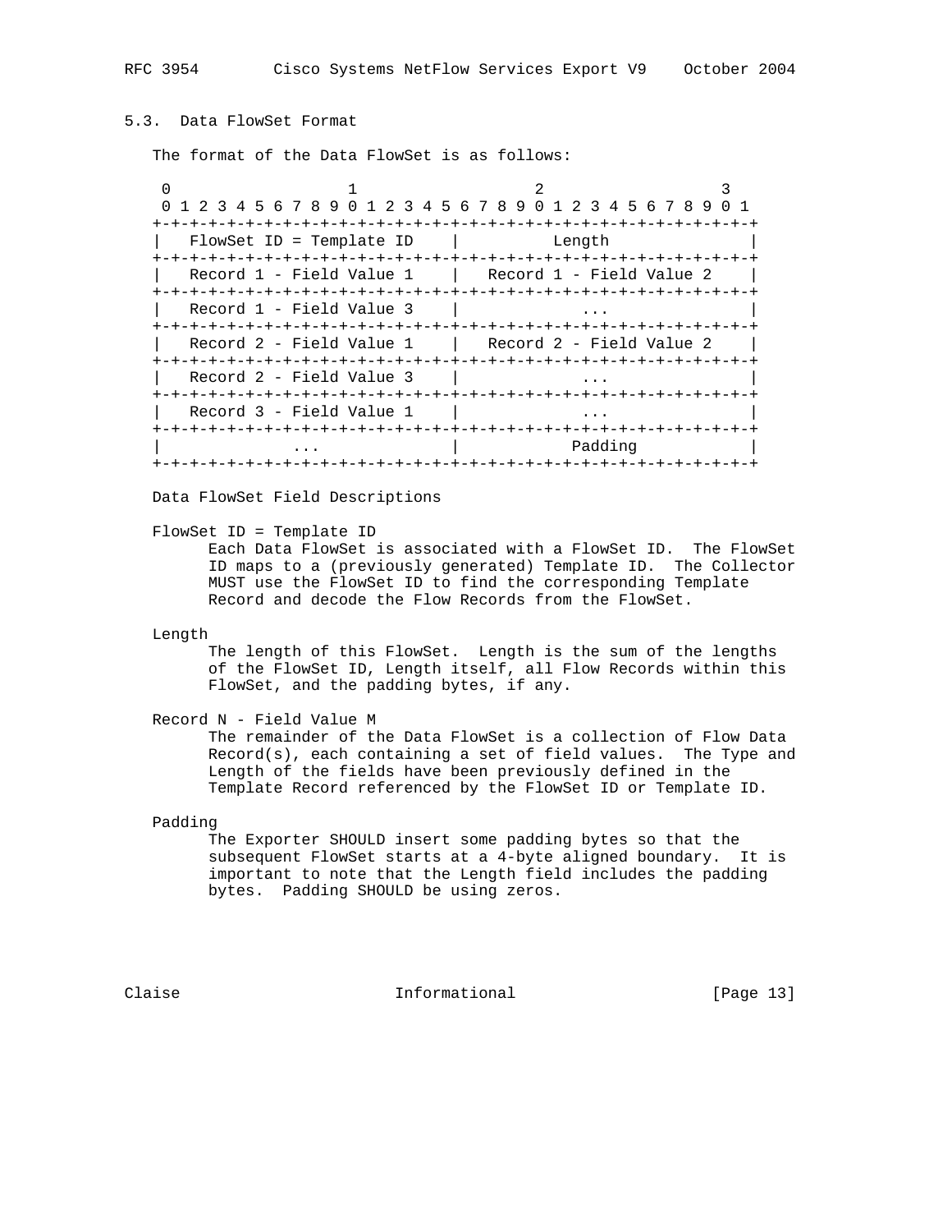## 5.3. Data FlowSet Format

The format of the Data FlowSet is as follows:

```
 0                   1                   2                   3
 0 1 2 3 4 5 6 7 8 9 0 1 2 3 4 5 6 7 8 9 0 1 2 3 4 5 6 7 8 9 0 1
+-+-+-+-+-+-+-+-+-+-+-+-+-+-+-+-+-+-+-+-+-+-+-+-+-+-+-+-+-+-+-+-+
|   FlowSet ID = Template ID    |          Length               |
+-+-+-+-+-+-+-+-+-+-+-+-+-+-+-+-+-+-+-+-+-+-+-+-+-+-+-+-+-+-+-+-+
|   Record 1 - Field Value 1    |   Record 1 - Field Value 2    |
+-+-+-+-+-+-+-+-+-+-+-+-+-+-+-+-+-+-+-+-+-+-+-+-+-+-+-+-+-+-+-+-+
|   Record 1 - Field Value 3    |             ...               |
+-+-+-+-+-+-+-+-+-+-+-+-+-+-+-+-+-+-+-+-+-+-+-+-+-+-+-+-+-+-+-+-+
|   Record 2 - Field Value 1    |   Record 2 - Field Value 2    |
+-+-+-+-+-+-+-+-+-+-+-+-+-+-+-+-+-+-+-+-+-+-+-+-+-+-+-+-+-+-+-+-+
|   Record 2 - Field Value 3    |             ...               |
+-+-+-+-+-+-+-+-+-+-+-+-+-+-+-+-+-+-+-+-+-+-+-+-+-+-+-+-+-+-+-+-+
|   Record 3 - Field Value 1    |             ...               |
+-+-+-+-+-+-+-+-+-+-+-+-+-+-+-+-+-+-+-+-+-+-+-+-+-+-+-+-+-+-+-+-+
|              ...              |            Padding            |
+-+-+-+-+-+-+-+-+-+-+-+-+-+-+-+-+-+-+-+-+-+-+-+-+-+-+-+-+-+-+-+-+
```

Data FlowSet Field Descriptions

FlowSet ID = Template ID
: Each Data FlowSet is associated with a FlowSet ID. The FlowSet ID maps to a (previously generated) Template ID. The Collector MUST use the FlowSet ID to find the corresponding Template Record and decode the Flow Records from the FlowSet.

Length
: The length of this FlowSet. Length is the sum of the lengths of the FlowSet ID, Length itself, all Flow Records within this FlowSet, and the padding bytes, if any.

Record N - Field Value M
: The remainder of the Data FlowSet is a collection of Flow Data Record(s), each containing a set of field values. The Type and Length of the fields have been previously defined in the Template Record referenced by the FlowSet ID or Template ID.

Padding
: The Exporter SHOULD insert some padding bytes so that the subsequent FlowSet starts at a 4-byte aligned boundary. It is important to note that the Length field includes the padding bytes. Padding SHOULD be using zeros.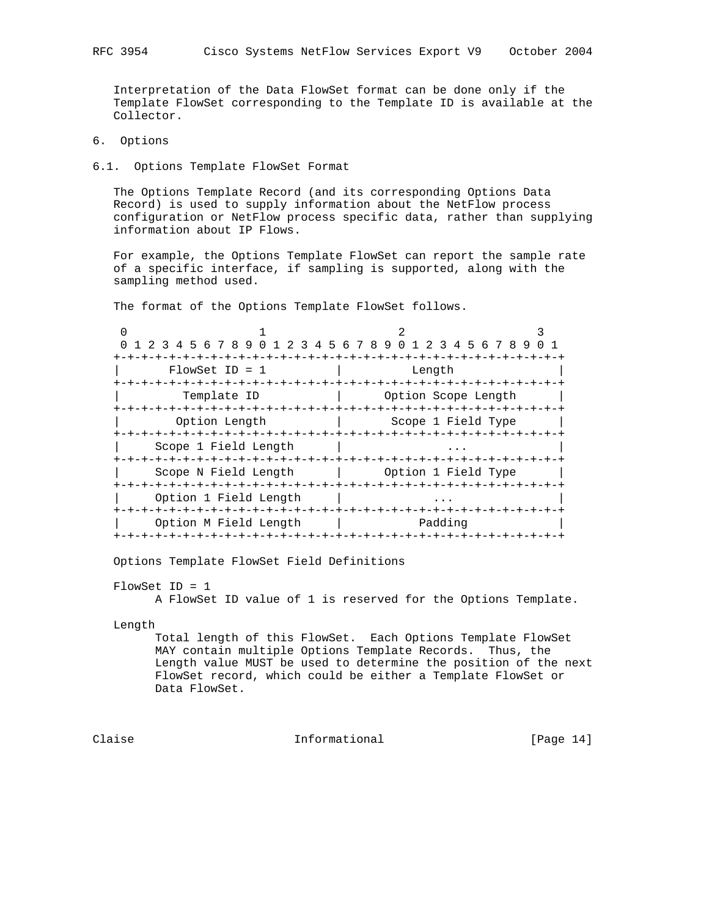Interpretation of the Data FlowSet format can be done only if the Template FlowSet corresponding to the Template ID is available at the Collector.

## 6. Options

### 6.1. Options Template FlowSet Format

The Options Template Record (and its corresponding Options Data Record) is used to supply information about the NetFlow process configuration or NetFlow process specific data, rather than supplying information about IP Flows.

For example, the Options Template FlowSet can report the sample rate of a specific interface, if sampling is supported, along with the sampling method used.

The format of the Options Template FlowSet follows.

```
 0                   1                   2                   3
 0 1 2 3 4 5 6 7 8 9 0 1 2 3 4 5 6 7 8 9 0 1 2 3 4 5 6 7 8 9 0 1
+-+-+-+-+-+-+-+-+-+-+-+-+-+-+-+-+-+-+-+-+-+-+-+-+-+-+-+-+-+-+-+-+
|       FlowSet ID = 1          |          Length               |
+-+-+-+-+-+-+-+-+-+-+-+-+-+-+-+-+-+-+-+-+-+-+-+-+-+-+-+-+-+-+-+-+
|         Template ID           |      Option Scope Length      |
+-+-+-+-+-+-+-+-+-+-+-+-+-+-+-+-+-+-+-+-+-+-+-+-+-+-+-+-+-+-+-+-+
|        Option Length          |       Scope 1 Field Type      |
+-+-+-+-+-+-+-+-+-+-+-+-+-+-+-+-+-+-+-+-+-+-+-+-+-+-+-+-+-+-+-+-+
|     Scope 1 Field Length      |               ...             |
+-+-+-+-+-+-+-+-+-+-+-+-+-+-+-+-+-+-+-+-+-+-+-+-+-+-+-+-+-+-+-+-+
|     Scope N Field Length      |      Option 1 Field Type      |
+-+-+-+-+-+-+-+-+-+-+-+-+-+-+-+-+-+-+-+-+-+-+-+-+-+-+-+-+-+-+-+-+
|     Option 1 Field Length     |             ...               |
+-+-+-+-+-+-+-+-+-+-+-+-+-+-+-+-+-+-+-+-+-+-+-+-+-+-+-+-+-+-+-+-+
|     Option M Field Length     |           Padding             |
+-+-+-+-+-+-+-+-+-+-+-+-+-+-+-+-+-+-+-+-+-+-+-+-+-+-+-+-+-+-+-+-+
```

Options Template FlowSet Field Definitions

FlowSet ID = 1
: A FlowSet ID value of 1 is reserved for the Options Template.

Length
: Total length of this FlowSet. Each Options Template FlowSet MAY contain multiple Options Template Records. Thus, the Length value MUST be used to determine the position of the next FlowSet record, which could be either a Template FlowSet or Data FlowSet.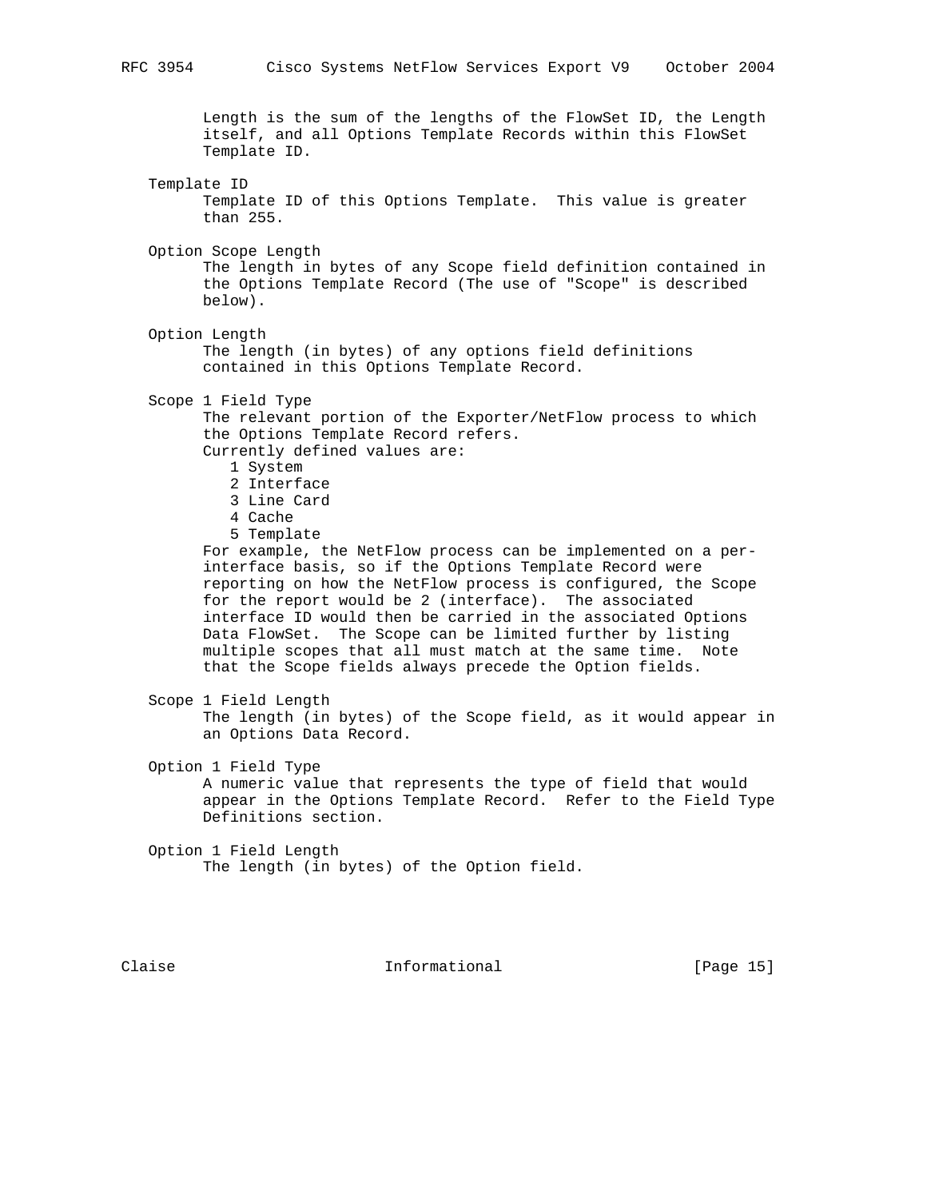Length is the sum of the lengths of the FlowSet ID, the Length itself, and all Options Template Records within this FlowSet Template ID.

Template ID
: Template ID of this Options Template. This value is greater than 255.

Option Scope Length
: The length in bytes of any Scope field definition contained in the Options Template Record (The use of "Scope" is described below).

Option Length
: The length (in bytes) of any options field definitions contained in this Options Template Record.

Scope 1 Field Type
: The relevant portion of the Exporter/NetFlow process to which the Options Template Record refers.
  Currently defined values are:
  - 1 System
  - 2 Interface
  - 3 Line Card
  - 4 Cache
  - 5 Template

  For example, the NetFlow process can be implemented on a per-interface basis, so if the Options Template Record were reporting on how the NetFlow process is configured, the Scope for the report would be 2 (interface). The associated interface ID would then be carried in the associated Options Data FlowSet. The Scope can be limited further by listing multiple scopes that all must match at the same time. Note that the Scope fields always precede the Option fields.

Scope 1 Field Length
: The length (in bytes) of the Scope field, as it would appear in an Options Data Record.

Option 1 Field Type
: A numeric value that represents the type of field that would appear in the Options Template Record. Refer to the Field Type Definitions section.

Option 1 Field Length
: The length (in bytes) of the Option field.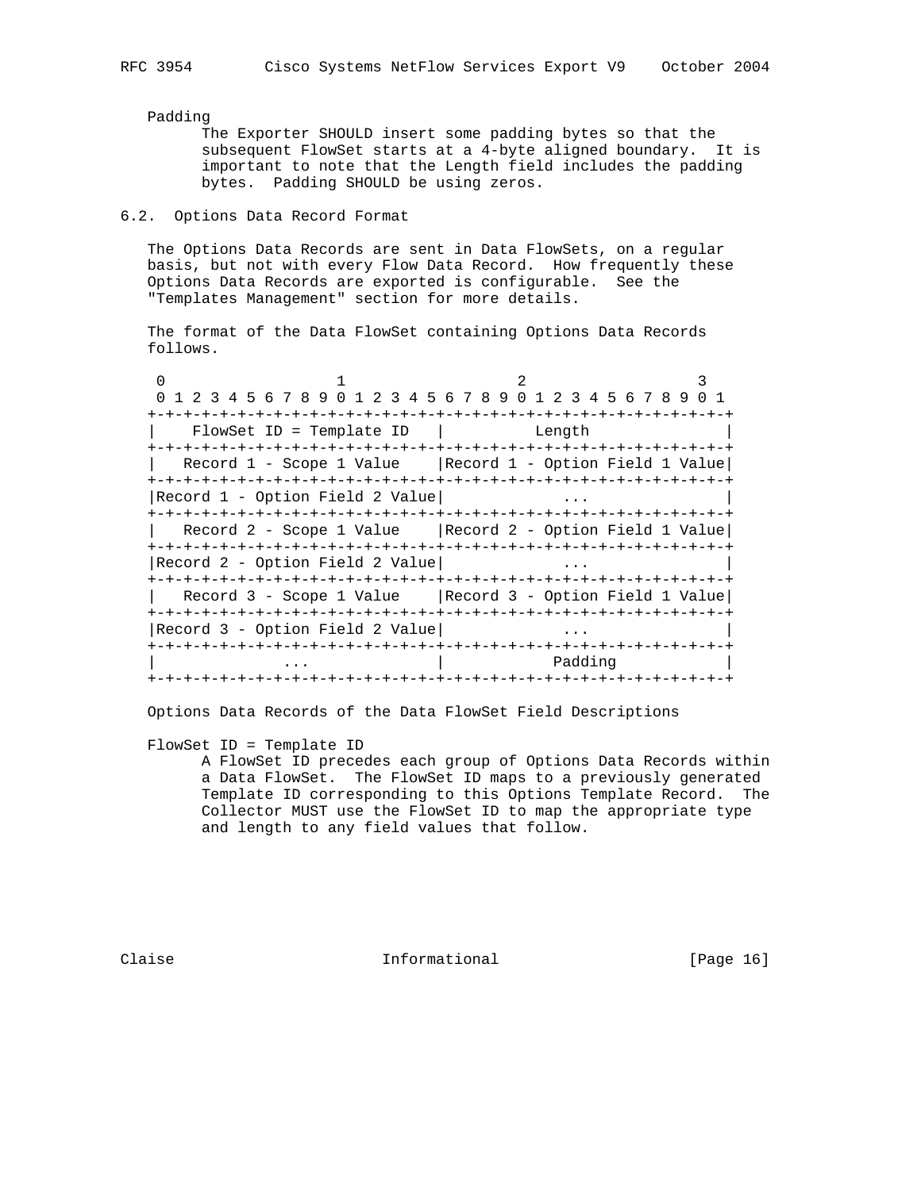Padding

The Exporter SHOULD insert some padding bytes so that the subsequent FlowSet starts at a 4-byte aligned boundary. It is important to note that the Length field includes the padding bytes. Padding SHOULD be using zeros.

## 6.2. Options Data Record Format

The Options Data Records are sent in Data FlowSets, on a regular basis, but not with every Flow Data Record. How frequently these Options Data Records are exported is configurable. See the "Templates Management" section for more details.

The format of the Data FlowSet containing Options Data Records follows.

```
 0                   1                   2                   3
 0 1 2 3 4 5 6 7 8 9 0 1 2 3 4 5 6 7 8 9 0 1 2 3 4 5 6 7 8 9 0 1
+-+-+-+-+-+-+-+-+-+-+-+-+-+-+-+-+-+-+-+-+-+-+-+-+-+-+-+-+-+-+-+-+
|    FlowSet ID = Template ID   |          Length               |
+-+-+-+-+-+-+-+-+-+-+-+-+-+-+-+-+-+-+-+-+-+-+-+-+-+-+-+-+-+-+-+-+
|   Record 1 - Scope 1 Value    |Record 1 - Option Field 1 Value|
+-+-+-+-+-+-+-+-+-+-+-+-+-+-+-+-+-+-+-+-+-+-+-+-+-+-+-+-+-+-+-+-+
|Record 1 - Option Field 2 Value|             ...               |
+-+-+-+-+-+-+-+-+-+-+-+-+-+-+-+-+-+-+-+-+-+-+-+-+-+-+-+-+-+-+-+-+
|   Record 2 - Scope 1 Value    |Record 2 - Option Field 1 Value|
+-+-+-+-+-+-+-+-+-+-+-+-+-+-+-+-+-+-+-+-+-+-+-+-+-+-+-+-+-+-+-+-+
|Record 2 - Option Field 2 Value|             ...               |
+-+-+-+-+-+-+-+-+-+-+-+-+-+-+-+-+-+-+-+-+-+-+-+-+-+-+-+-+-+-+-+-+
|   Record 3 - Scope 1 Value    |Record 3 - Option Field 1 Value|
+-+-+-+-+-+-+-+-+-+-+-+-+-+-+-+-+-+-+-+-+-+-+-+-+-+-+-+-+-+-+-+-+
|Record 3 - Option Field 2 Value|             ...               |
+-+-+-+-+-+-+-+-+-+-+-+-+-+-+-+-+-+-+-+-+-+-+-+-+-+-+-+-+-+-+-+-+
|             ...               |            Padding            |
+-+-+-+-+-+-+-+-+-+-+-+-+-+-+-+-+-+-+-+-+-+-+-+-+-+-+-+-+-+-+-+-+
```

Options Data Records of the Data FlowSet Field Descriptions

FlowSet ID = Template ID

A FlowSet ID precedes each group of Options Data Records within a Data FlowSet. The FlowSet ID maps to a previously generated Template ID corresponding to this Options Template Record. The Collector MUST use the FlowSet ID to map the appropriate type and length to any field values that follow.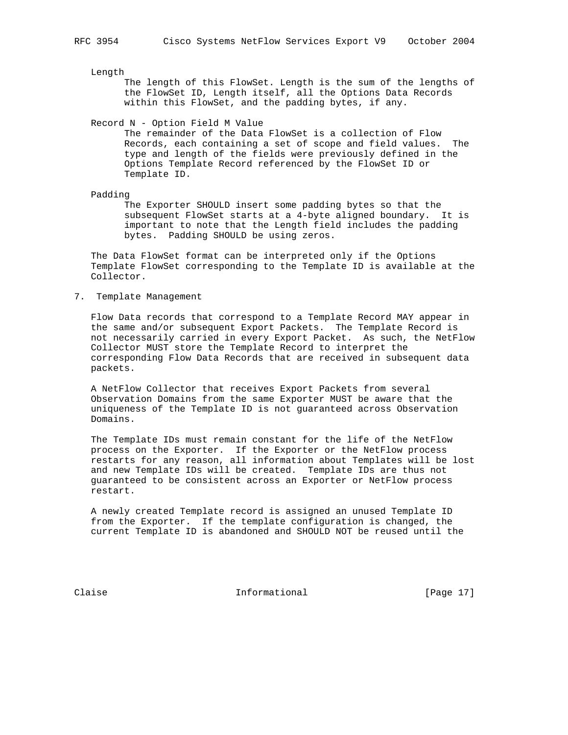Length
: The length of this FlowSet. Length is the sum of the lengths of the FlowSet ID, Length itself, all the Options Data Records within this FlowSet, and the padding bytes, if any.

Record N - Option Field M Value
: The remainder of the Data FlowSet is a collection of Flow Records, each containing a set of scope and field values. The type and length of the fields were previously defined in the Options Template Record referenced by the FlowSet ID or Template ID.

Padding
: The Exporter SHOULD insert some padding bytes so that the subsequent FlowSet starts at a 4-byte aligned boundary. It is important to note that the Length field includes the padding bytes. Padding SHOULD be using zeros.

The Data FlowSet format can be interpreted only if the Options Template FlowSet corresponding to the Template ID is available at the Collector.

## 7. Template Management

Flow Data records that correspond to a Template Record MAY appear in the same and/or subsequent Export Packets. The Template Record is not necessarily carried in every Export Packet. As such, the NetFlow Collector MUST store the Template Record to interpret the corresponding Flow Data Records that are received in subsequent data packets.

A NetFlow Collector that receives Export Packets from several Observation Domains from the same Exporter MUST be aware that the uniqueness of the Template ID is not guaranteed across Observation Domains.

The Template IDs must remain constant for the life of the NetFlow process on the Exporter. If the Exporter or the NetFlow process restarts for any reason, all information about Templates will be lost and new Template IDs will be created. Template IDs are thus not guaranteed to be consistent across an Exporter or NetFlow process restart.

A newly created Template record is assigned an unused Template ID from the Exporter. If the template configuration is changed, the current Template ID is abandoned and SHOULD NOT be reused until the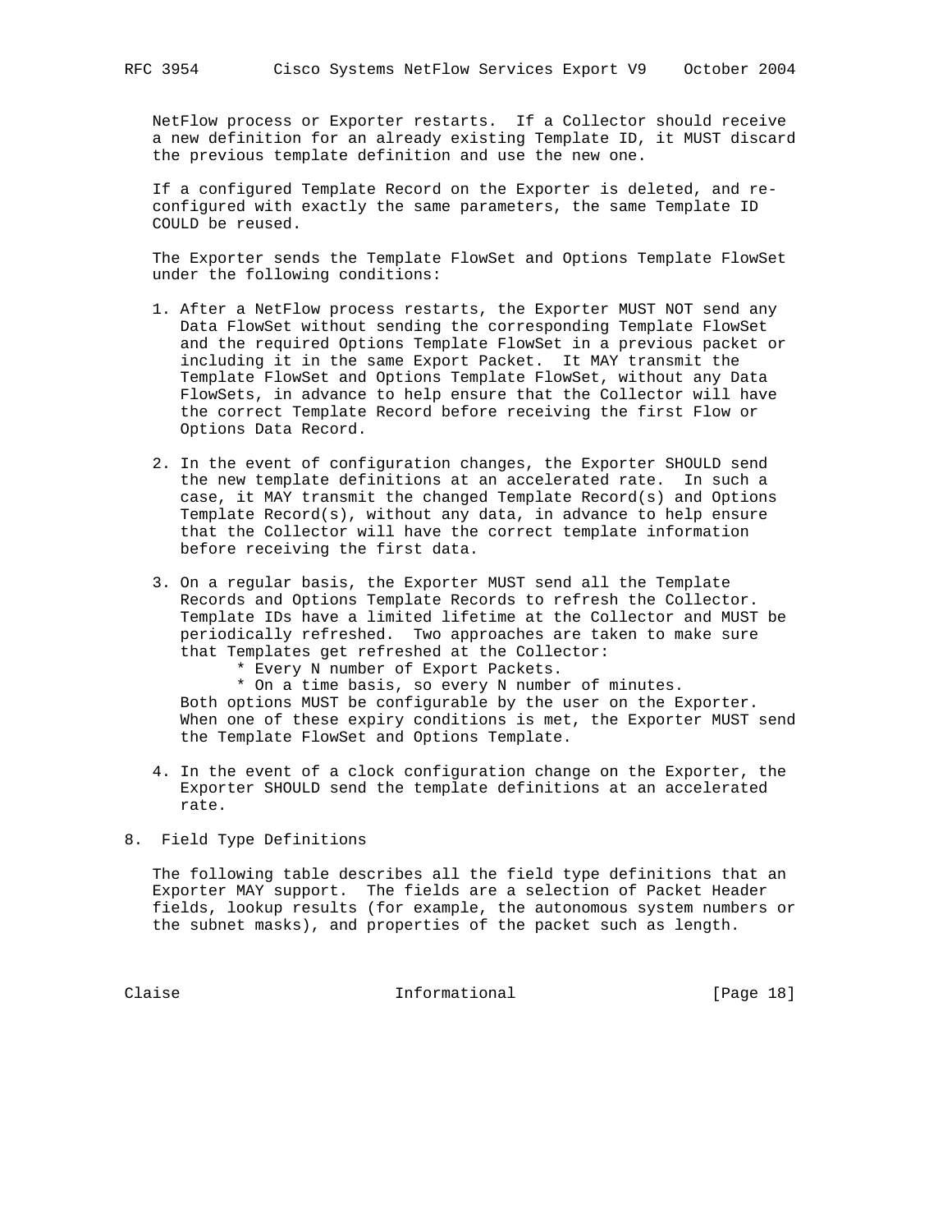NetFlow process or Exporter restarts. If a Collector should receive a new definition for an already existing Template ID, it MUST discard the previous template definition and use the new one.

If a configured Template Record on the Exporter is deleted, and re-configured with exactly the same parameters, the same Template ID COULD be reused.

The Exporter sends the Template FlowSet and Options Template FlowSet under the following conditions:

1. After a NetFlow process restarts, the Exporter MUST NOT send any Data FlowSet without sending the corresponding Template FlowSet and the required Options Template FlowSet in a previous packet or including it in the same Export Packet. It MAY transmit the Template FlowSet and Options Template FlowSet, without any Data FlowSets, in advance to help ensure that the Collector will have the correct Template Record before receiving the first Flow or Options Data Record.

2. In the event of configuration changes, the Exporter SHOULD send the new template definitions at an accelerated rate. In such a case, it MAY transmit the changed Template Record(s) and Options Template Record(s), without any data, in advance to help ensure that the Collector will have the correct template information before receiving the first data.

3. On a regular basis, the Exporter MUST send all the Template Records and Options Template Records to refresh the Collector. Template IDs have a limited lifetime at the Collector and MUST be periodically refreshed. Two approaches are taken to make sure that Templates get refreshed at the Collector:
   * Every N number of Export Packets.
   * On a time basis, so every N number of minutes.

   Both options MUST be configurable by the user on the Exporter. When one of these expiry conditions is met, the Exporter MUST send the Template FlowSet and Options Template.

4. In the event of a clock configuration change on the Exporter, the Exporter SHOULD send the template definitions at an accelerated rate.

## 8. Field Type Definitions

The following table describes all the field type definitions that an Exporter MAY support. The fields are a selection of Packet Header fields, lookup results (for example, the autonomous system numbers or the subnet masks), and properties of the packet such as length.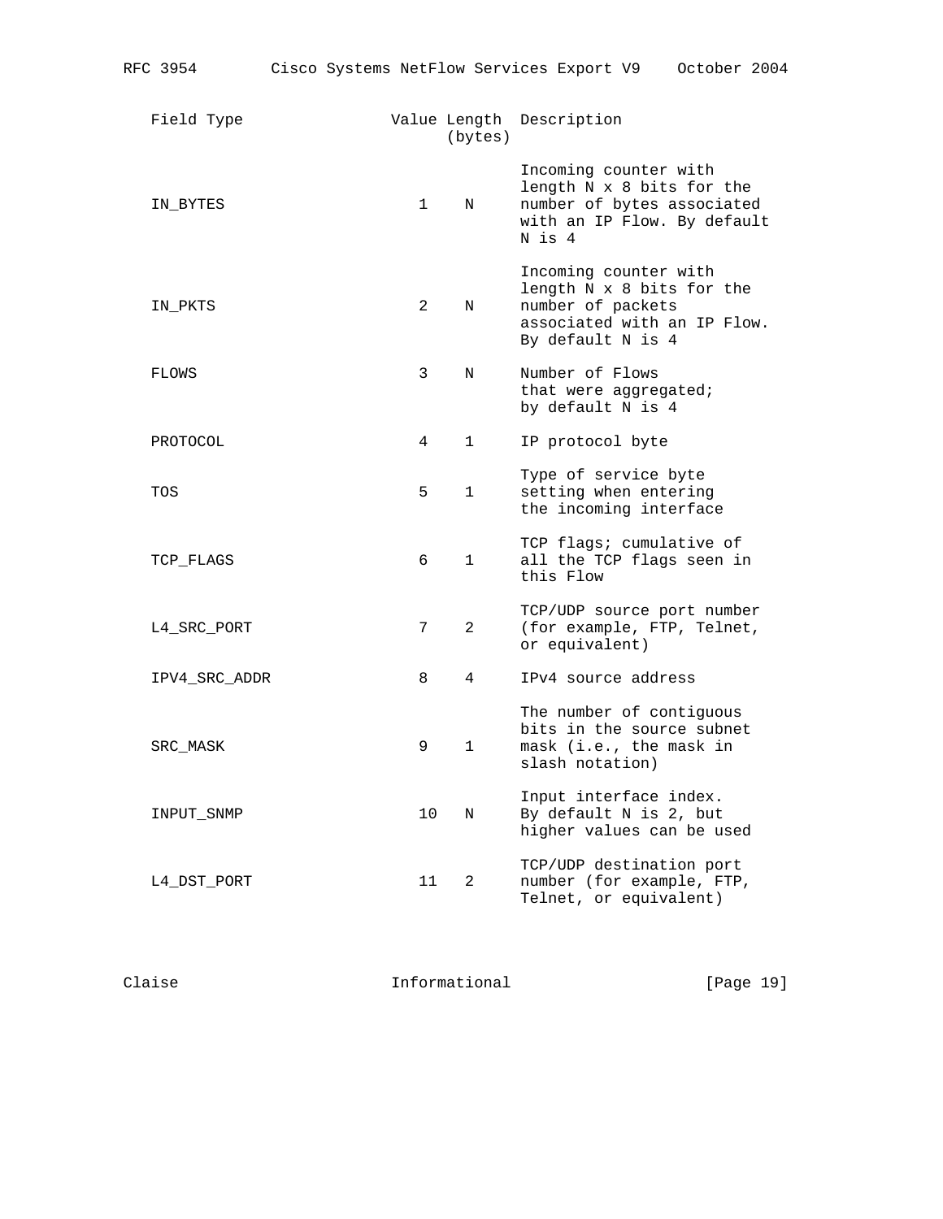| Field Type | Value | Length (bytes) | Description |
| --- | --- | --- | --- |
| IN_BYTES | 1 | N | Incoming counter with length N x 8 bits for the number of bytes associated with an IP Flow. By default N is 4 |
| IN_PKTS | 2 | N | Incoming counter with length N x 8 bits for the number of packets associated with an IP Flow. By default N is 4 |
| FLOWS | 3 | N | Number of Flows that were aggregated; by default N is 4 |
| PROTOCOL | 4 | 1 | IP protocol byte |
| TOS | 5 | 1 | Type of service byte setting when entering the incoming interface |
| TCP_FLAGS | 6 | 1 | TCP flags; cumulative of all the TCP flags seen in this Flow |
| L4_SRC_PORT | 7 | 2 | TCP/UDP source port number (for example, FTP, Telnet, or equivalent) |
| IPV4_SRC_ADDR | 8 | 4 | IPv4 source address |
| SRC_MASK | 9 | 1 | The number of contiguous bits in the source subnet mask (i.e., the mask in slash notation) |
| INPUT_SNMP | 10 | N | Input interface index. By default N is 2, but higher values can be used |
| L4_DST_PORT | 11 | 2 | TCP/UDP destination port number (for example, FTP, Telnet, or equivalent) |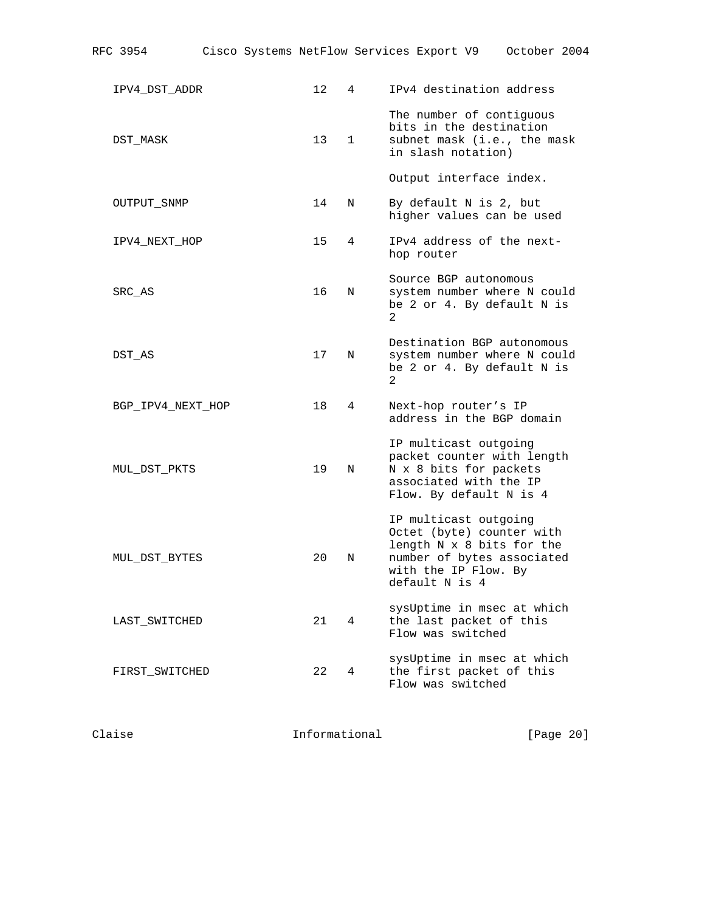| | | | |
|---|---|---|---|
| IPV4_DST_ADDR | 12 | 4 | IPv4 destination address |
| DST_MASK | 13 | 1 | The number of contiguous bits in the destination subnet mask (i.e., the mask in slash notation) |
| OUTPUT_SNMP | 14 | N | Output interface index. By default N is 2, but higher values can be used |
| IPV4_NEXT_HOP | 15 | 4 | IPv4 address of the next-hop router |
| SRC_AS | 16 | N | Source BGP autonomous system number where N could be 2 or 4. By default N is 2 |
| DST_AS | 17 | N | Destination BGP autonomous system number where N could be 2 or 4. By default N is 2 |
| BGP_IPV4_NEXT_HOP | 18 | 4 | Next-hop router's IP address in the BGP domain |
| MUL_DST_PKTS | 19 | N | IP multicast outgoing packet counter with length N x 8 bits for packets associated with the IP Flow. By default N is 4 |
| MUL_DST_BYTES | 20 | N | IP multicast outgoing Octet (byte) counter with length N x 8 bits for the number of bytes associated with the IP Flow. By default N is 4 |
| LAST_SWITCHED | 21 | 4 | sysUptime in msec at which the last packet of this Flow was switched |
| FIRST_SWITCHED | 22 | 4 | sysUptime in msec at which the first packet of this Flow was switched |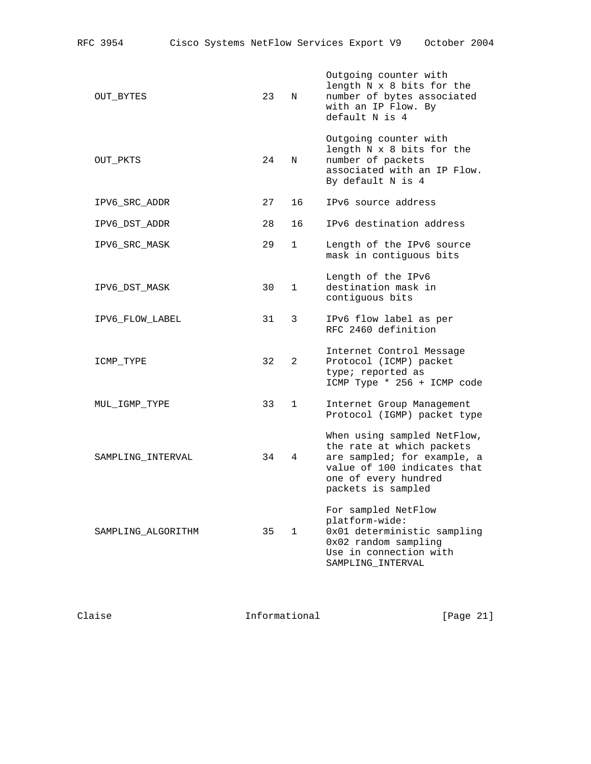| Field Type | Value | Length (bytes) | Description |
| --- | --- | --- | --- |
| OUT_BYTES | 23 | N | Outgoing counter with length N x 8 bits for the number of bytes associated with an IP Flow. By default N is 4 |
| OUT_PKTS | 24 | N | Outgoing counter with length N x 8 bits for the number of packets associated with an IP Flow. By default N is 4 |
| IPV6_SRC_ADDR | 27 | 16 | IPv6 source address |
| IPV6_DST_ADDR | 28 | 16 | IPv6 destination address |
| IPV6_SRC_MASK | 29 | 1 | Length of the IPv6 source mask in contiguous bits |
| IPV6_DST_MASK | 30 | 1 | Length of the IPv6 destination mask in contiguous bits |
| IPV6_FLOW_LABEL | 31 | 3 | IPv6 flow label as per RFC 2460 definition |
| ICMP_TYPE | 32 | 2 | Internet Control Message Protocol (ICMP) packet type; reported as ICMP Type * 256 + ICMP code |
| MUL_IGMP_TYPE | 33 | 1 | Internet Group Management Protocol (IGMP) packet type |
| SAMPLING_INTERVAL | 34 | 4 | When using sampled NetFlow, the rate at which packets are sampled; for example, a value of 100 indicates that one of every hundred packets is sampled |
| SAMPLING_ALGORITHM | 35 | 1 | For sampled NetFlow platform-wide: 0x01 deterministic sampling 0x02 random sampling Use in connection with SAMPLING_INTERVAL |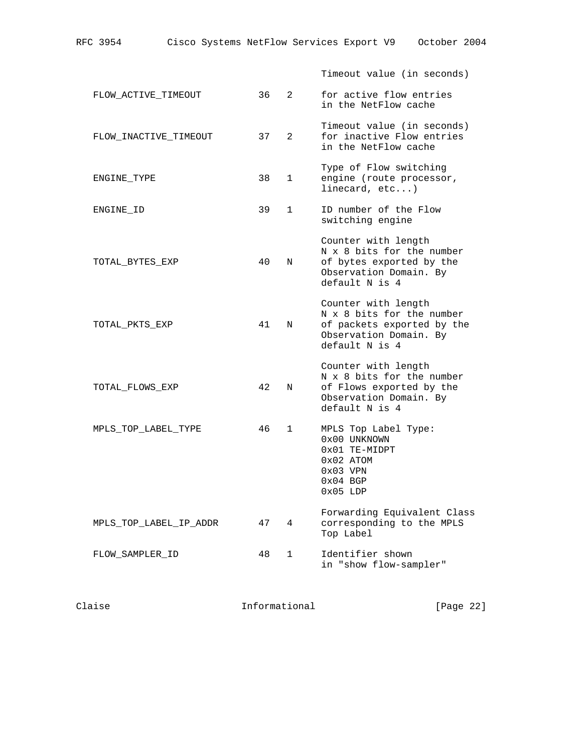| | | | |
|---|---|---|---|
| FLOW_ACTIVE_TIMEOUT | 36 | 2 | Timeout value (in seconds) for active flow entries in the NetFlow cache |
| FLOW_INACTIVE_TIMEOUT | 37 | 2 | Timeout value (in seconds) for inactive Flow entries in the NetFlow cache |
| ENGINE_TYPE | 38 | 1 | Type of Flow switching engine (route processor, linecard, etc...) |
| ENGINE_ID | 39 | 1 | ID number of the Flow switching engine |
| TOTAL_BYTES_EXP | 40 | N | Counter with length N x 8 bits for the number of bytes exported by the Observation Domain. By default N is 4 |
| TOTAL_PKTS_EXP | 41 | N | Counter with length N x 8 bits for the number of packets exported by the Observation Domain. By default N is 4 |
| TOTAL_FLOWS_EXP | 42 | N | Counter with length N x 8 bits for the number of Flows exported by the Observation Domain. By default N is 4 |
| MPLS_TOP_LABEL_TYPE | 46 | 1 | MPLS Top Label Type:<br>0x00 UNKNOWN<br>0x01 TE-MIDPT<br>0x02 ATOM<br>0x03 VPN<br>0x04 BGP<br>0x05 LDP |
| MPLS_TOP_LABEL_IP_ADDR | 47 | 4 | Forwarding Equivalent Class corresponding to the MPLS Top Label |
| FLOW_SAMPLER_ID | 48 | 1 | Identifier shown in "show flow-sampler" |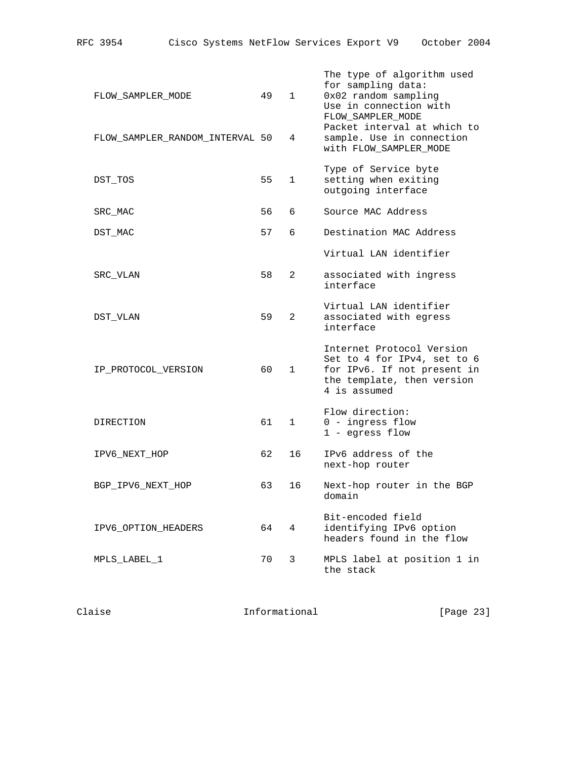| Field Type | Value | Length (bytes) | Description |
|---|---|---|---|
| FLOW_SAMPLER_MODE | 49 | 1 | The type of algorithm used for sampling data: 0x02 random sampling Use in connection with FLOW_SAMPLER_MODE |
| FLOW_SAMPLER_RANDOM_INTERVAL | 50 | 4 | Packet interval at which to sample. Use in connection with FLOW_SAMPLER_MODE |
| DST_TOS | 55 | 1 | Type of Service byte setting when exiting outgoing interface |
| SRC_MAC | 56 | 6 | Source MAC Address |
| DST_MAC | 57 | 6 | Destination MAC Address |
| SRC_VLAN | 58 | 2 | Virtual LAN identifier associated with ingress interface |
| DST_VLAN | 59 | 2 | Virtual LAN identifier associated with egress interface |
| IP_PROTOCOL_VERSION | 60 | 1 | Internet Protocol Version Set to 4 for IPv4, set to 6 for IPv6. If not present in the template, then version 4 is assumed |
| DIRECTION | 61 | 1 | Flow direction: 0 - ingress flow 1 - egress flow |
| IPV6_NEXT_HOP | 62 | 16 | IPv6 address of the next-hop router |
| BGP_IPV6_NEXT_HOP | 63 | 16 | Next-hop router in the BGP domain |
| IPV6_OPTION_HEADERS | 64 | 4 | Bit-encoded field identifying IPv6 option headers found in the flow |
| MPLS_LABEL_1 | 70 | 3 | MPLS label at position 1 in the stack |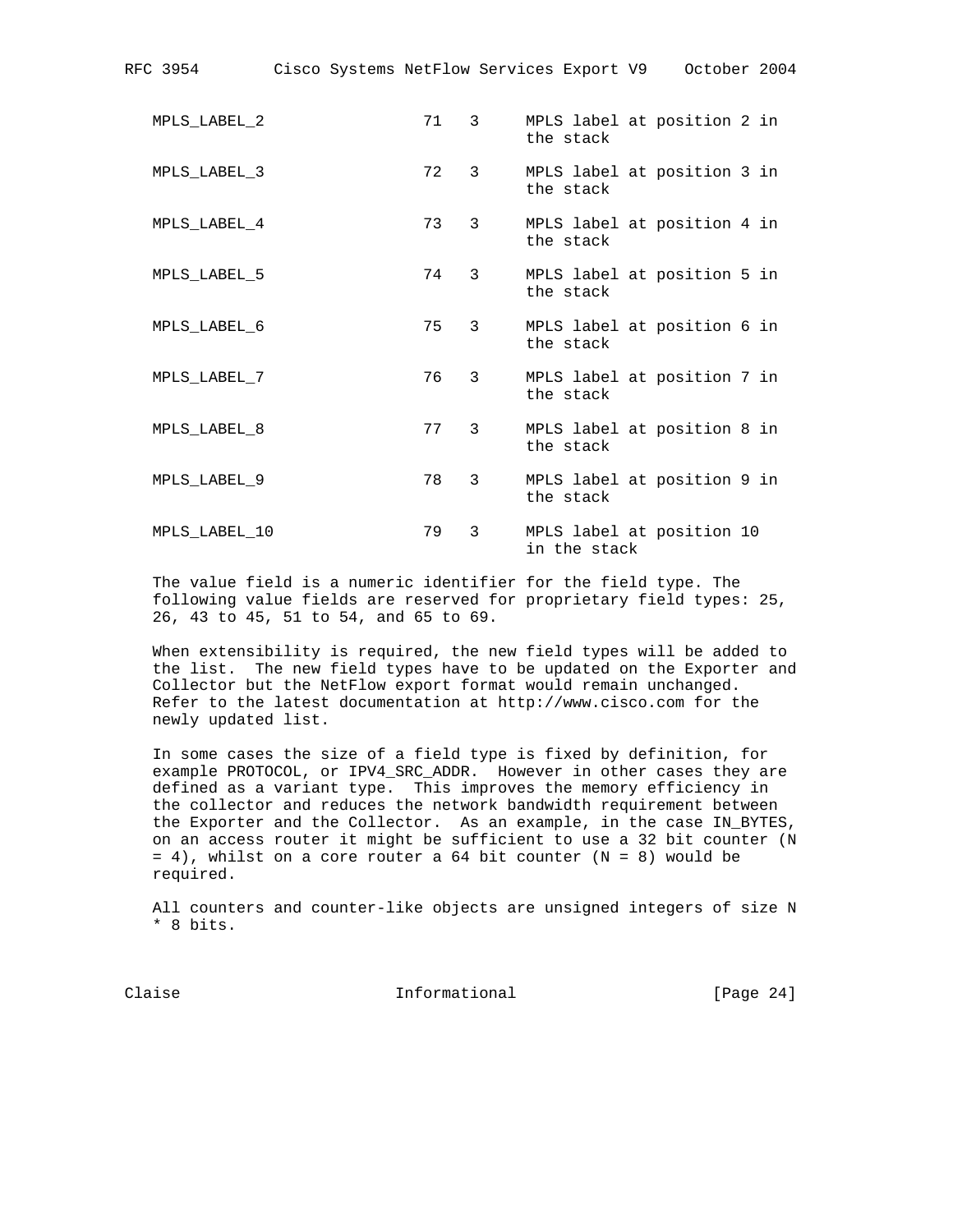| Field Type | Value | Length (bytes) | Description |
|---|---|---|---|
| MPLS_LABEL_2 | 71 | 3 | MPLS label at position 2 in the stack |
| MPLS_LABEL_3 | 72 | 3 | MPLS label at position 3 in the stack |
| MPLS_LABEL_4 | 73 | 3 | MPLS label at position 4 in the stack |
| MPLS_LABEL_5 | 74 | 3 | MPLS label at position 5 in the stack |
| MPLS_LABEL_6 | 75 | 3 | MPLS label at position 6 in the stack |
| MPLS_LABEL_7 | 76 | 3 | MPLS label at position 7 in the stack |
| MPLS_LABEL_8 | 77 | 3 | MPLS label at position 8 in the stack |
| MPLS_LABEL_9 | 78 | 3 | MPLS label at position 9 in the stack |
| MPLS_LABEL_10 | 79 | 3 | MPLS label at position 10 in the stack |

The value field is a numeric identifier for the field type. The following value fields are reserved for proprietary field types: 25, 26, 43 to 45, 51 to 54, and 65 to 69.

When extensibility is required, the new field types will be added to the list. The new field types have to be updated on the Exporter and Collector but the NetFlow export format would remain unchanged. Refer to the latest documentation at http://www.cisco.com for the newly updated list.

In some cases the size of a field type is fixed by definition, for example PROTOCOL, or IPV4_SRC_ADDR. However in other cases they are defined as a variant type. This improves the memory efficiency in the collector and reduces the network bandwidth requirement between the Exporter and the Collector. As an example, in the case IN_BYTES, on an access router it might be sufficient to use a 32 bit counter (N = 4), whilst on a core router a 64 bit counter (N = 8) would be required.

All counters and counter-like objects are unsigned integers of size N * 8 bits.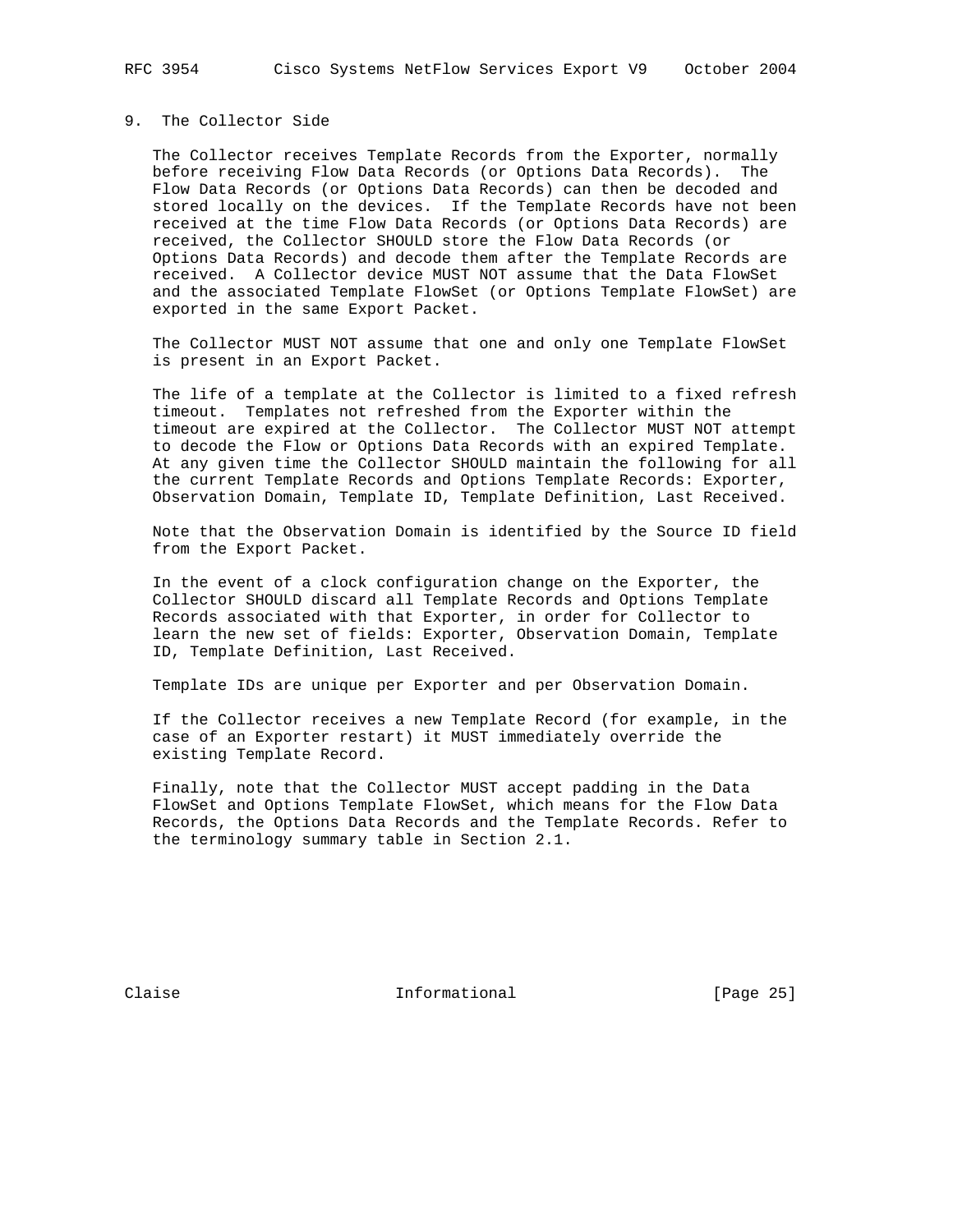## 9. The Collector Side

The Collector receives Template Records from the Exporter, normally before receiving Flow Data Records (or Options Data Records). The Flow Data Records (or Options Data Records) can then be decoded and stored locally on the devices. If the Template Records have not been received at the time Flow Data Records (or Options Data Records) are received, the Collector SHOULD store the Flow Data Records (or Options Data Records) and decode them after the Template Records are received. A Collector device MUST NOT assume that the Data FlowSet and the associated Template FlowSet (or Options Template FlowSet) are exported in the same Export Packet.

The Collector MUST NOT assume that one and only one Template FlowSet is present in an Export Packet.

The life of a template at the Collector is limited to a fixed refresh timeout. Templates not refreshed from the Exporter within the timeout are expired at the Collector. The Collector MUST NOT attempt to decode the Flow or Options Data Records with an expired Template. At any given time the Collector SHOULD maintain the following for all the current Template Records and Options Template Records: Exporter, Observation Domain, Template ID, Template Definition, Last Received.

Note that the Observation Domain is identified by the Source ID field from the Export Packet.

In the event of a clock configuration change on the Exporter, the Collector SHOULD discard all Template Records and Options Template Records associated with that Exporter, in order for Collector to learn the new set of fields: Exporter, Observation Domain, Template ID, Template Definition, Last Received.

Template IDs are unique per Exporter and per Observation Domain.

If the Collector receives a new Template Record (for example, in the case of an Exporter restart) it MUST immediately override the existing Template Record.

Finally, note that the Collector MUST accept padding in the Data FlowSet and Options Template FlowSet, which means for the Flow Data Records, the Options Data Records and the Template Records. Refer to the terminology summary table in Section 2.1.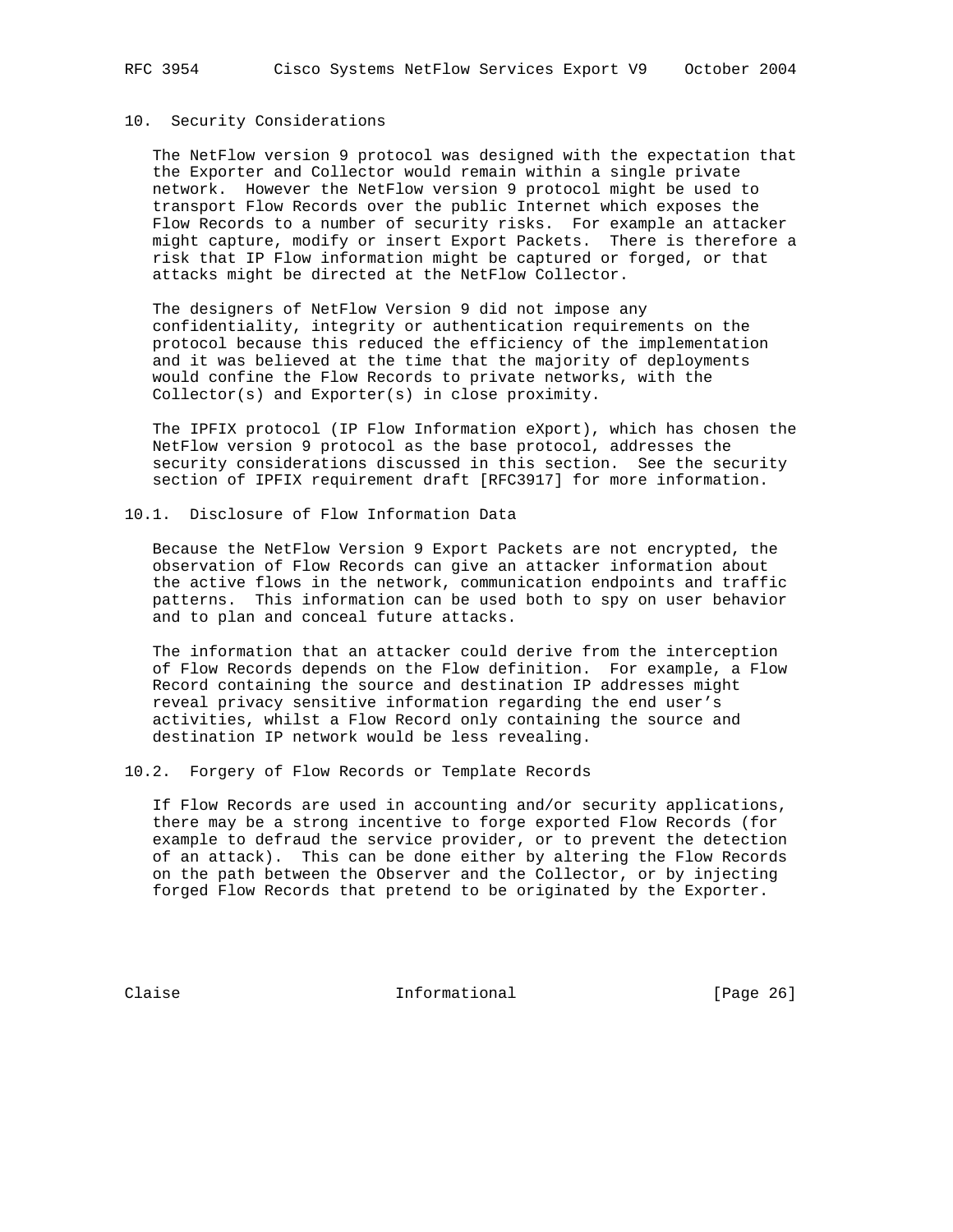## 10. Security Considerations

The NetFlow version 9 protocol was designed with the expectation that the Exporter and Collector would remain within a single private network. However the NetFlow version 9 protocol might be used to transport Flow Records over the public Internet which exposes the Flow Records to a number of security risks. For example an attacker might capture, modify or insert Export Packets. There is therefore a risk that IP Flow information might be captured or forged, or that attacks might be directed at the NetFlow Collector.

The designers of NetFlow Version 9 did not impose any confidentiality, integrity or authentication requirements on the protocol because this reduced the efficiency of the implementation and it was believed at the time that the majority of deployments would confine the Flow Records to private networks, with the Collector(s) and Exporter(s) in close proximity.

The IPFIX protocol (IP Flow Information eXport), which has chosen the NetFlow version 9 protocol as the base protocol, addresses the security considerations discussed in this section. See the security section of IPFIX requirement draft [RFC3917] for more information.

### 10.1. Disclosure of Flow Information Data

Because the NetFlow Version 9 Export Packets are not encrypted, the observation of Flow Records can give an attacker information about the active flows in the network, communication endpoints and traffic patterns. This information can be used both to spy on user behavior and to plan and conceal future attacks.

The information that an attacker could derive from the interception of Flow Records depends on the Flow definition. For example, a Flow Record containing the source and destination IP addresses might reveal privacy sensitive information regarding the end user's activities, whilst a Flow Record only containing the source and destination IP network would be less revealing.

### 10.2. Forgery of Flow Records or Template Records

If Flow Records are used in accounting and/or security applications, there may be a strong incentive to forge exported Flow Records (for example to defraud the service provider, or to prevent the detection of an attack). This can be done either by altering the Flow Records on the path between the Observer and the Collector, or by injecting forged Flow Records that pretend to be originated by the Exporter.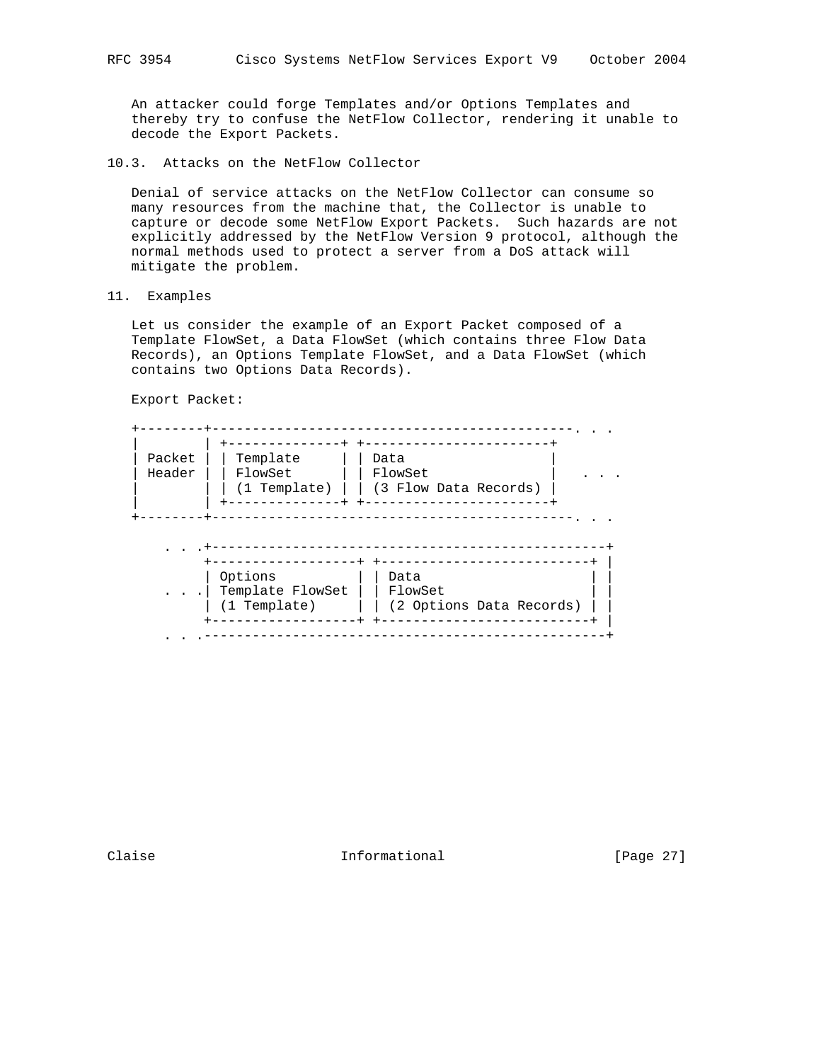An attacker could forge Templates and/or Options Templates and thereby try to confuse the NetFlow Collector, rendering it unable to decode the Export Packets.

### 10.3. Attacks on the NetFlow Collector

Denial of service attacks on the NetFlow Collector can consume so many resources from the machine that, the Collector is unable to capture or decode some NetFlow Export Packets. Such hazards are not explicitly addressed by the NetFlow Version 9 protocol, although the normal methods used to protect a server from a DoS attack will mitigate the problem.

## 11. Examples

Let us consider the example of an Export Packet composed of a Template FlowSet, a Data FlowSet (which contains three Flow Data Records), an Options Template FlowSet, and a Data FlowSet (which contains two Options Data Records).

Export Packet:

```
+--------+--------------------------------------------. . .
|        | +--------------+ +-----------------------+
| Packet | | Template     | | Data                  |
| Header | | FlowSet      | | FlowSet               |   . . .
|        | | (1 Template) | | (3 Flow Data Records) |
|        | +--------------+ +-----------------------+
+--------+--------------------------------------------. . .

    . . .+-------------------------------------------------+
         +------------------+ +--------------------------+ |
         | Options          | | Data                     | |
    . . .| Template FlowSet | | FlowSet                  | |
         | (1 Template)     | | (2 Options Data Records) | |
         +------------------+ +--------------------------+ |
    . . .--------------------------------------------------+
```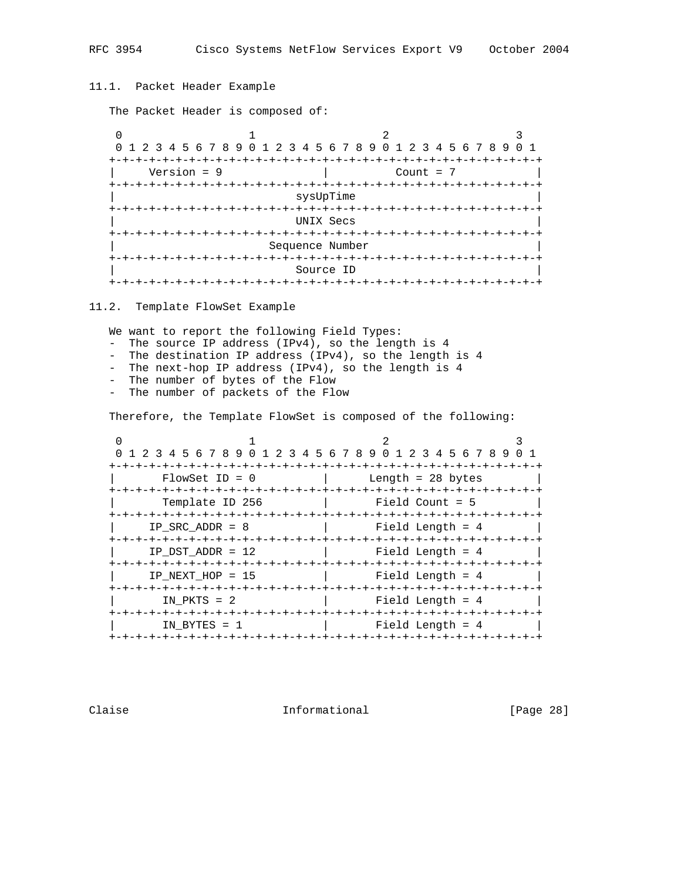### 11.1. Packet Header Example

The Packet Header is composed of:

```
 0                   1                   2                   3
 0 1 2 3 4 5 6 7 8 9 0 1 2 3 4 5 6 7 8 9 0 1 2 3 4 5 6 7 8 9 0 1
+-+-+-+-+-+-+-+-+-+-+-+-+-+-+-+-+-+-+-+-+-+-+-+-+-+-+-+-+-+-+-+-+
|     Version = 9               |          Count = 7            |
+-+-+-+-+-+-+-+-+-+-+-+-+-+-+-+-+-+-+-+-+-+-+-+-+-+-+-+-+-+-+-+-+
|                           sysUpTime                           |
+-+-+-+-+-+-+-+-+-+-+-+-+-+-+-+-+-+-+-+-+-+-+-+-+-+-+-+-+-+-+-+-+
|                           UNIX Secs                           |
+-+-+-+-+-+-+-+-+-+-+-+-+-+-+-+-+-+-+-+-+-+-+-+-+-+-+-+-+-+-+-+-+
|                       Sequence Number                         |
+-+-+-+-+-+-+-+-+-+-+-+-+-+-+-+-+-+-+-+-+-+-+-+-+-+-+-+-+-+-+-+-+
|                           Source ID                           |
+-+-+-+-+-+-+-+-+-+-+-+-+-+-+-+-+-+-+-+-+-+-+-+-+-+-+-+-+-+-+-+-+
```

### 11.2. Template FlowSet Example

We want to report the following Field Types:
- The source IP address (IPv4), so the length is 4
- The destination IP address (IPv4), so the length is 4
- The next-hop IP address (IPv4), so the length is 4
- The number of bytes of the Flow
- The number of packets of the Flow

Therefore, the Template FlowSet is composed of the following:

```
 0                   1                   2                   3
 0 1 2 3 4 5 6 7 8 9 0 1 2 3 4 5 6 7 8 9 0 1 2 3 4 5 6 7 8 9 0 1
+-+-+-+-+-+-+-+-+-+-+-+-+-+-+-+-+-+-+-+-+-+-+-+-+-+-+-+-+-+-+-+-+
|       FlowSet ID = 0          |      Length = 28 bytes        |
+-+-+-+-+-+-+-+-+-+-+-+-+-+-+-+-+-+-+-+-+-+-+-+-+-+-+-+-+-+-+-+-+
|       Template ID 256         |       Field Count = 5         |
+-+-+-+-+-+-+-+-+-+-+-+-+-+-+-+-+-+-+-+-+-+-+-+-+-+-+-+-+-+-+-+-+
|     IP_SRC_ADDR = 8           |       Field Length = 4        |
+-+-+-+-+-+-+-+-+-+-+-+-+-+-+-+-+-+-+-+-+-+-+-+-+-+-+-+-+-+-+-+-+
|     IP_DST_ADDR = 12          |       Field Length = 4        |
+-+-+-+-+-+-+-+-+-+-+-+-+-+-+-+-+-+-+-+-+-+-+-+-+-+-+-+-+-+-+-+-+
|     IP_NEXT_HOP = 15          |       Field Length = 4        |
+-+-+-+-+-+-+-+-+-+-+-+-+-+-+-+-+-+-+-+-+-+-+-+-+-+-+-+-+-+-+-+-+
|       IN_PKTS = 2             |       Field Length = 4        |
+-+-+-+-+-+-+-+-+-+-+-+-+-+-+-+-+-+-+-+-+-+-+-+-+-+-+-+-+-+-+-+-+
|       IN_BYTES = 1            |       Field Length = 4        |
+-+-+-+-+-+-+-+-+-+-+-+-+-+-+-+-+-+-+-+-+-+-+-+-+-+-+-+-+-+-+-+-+
```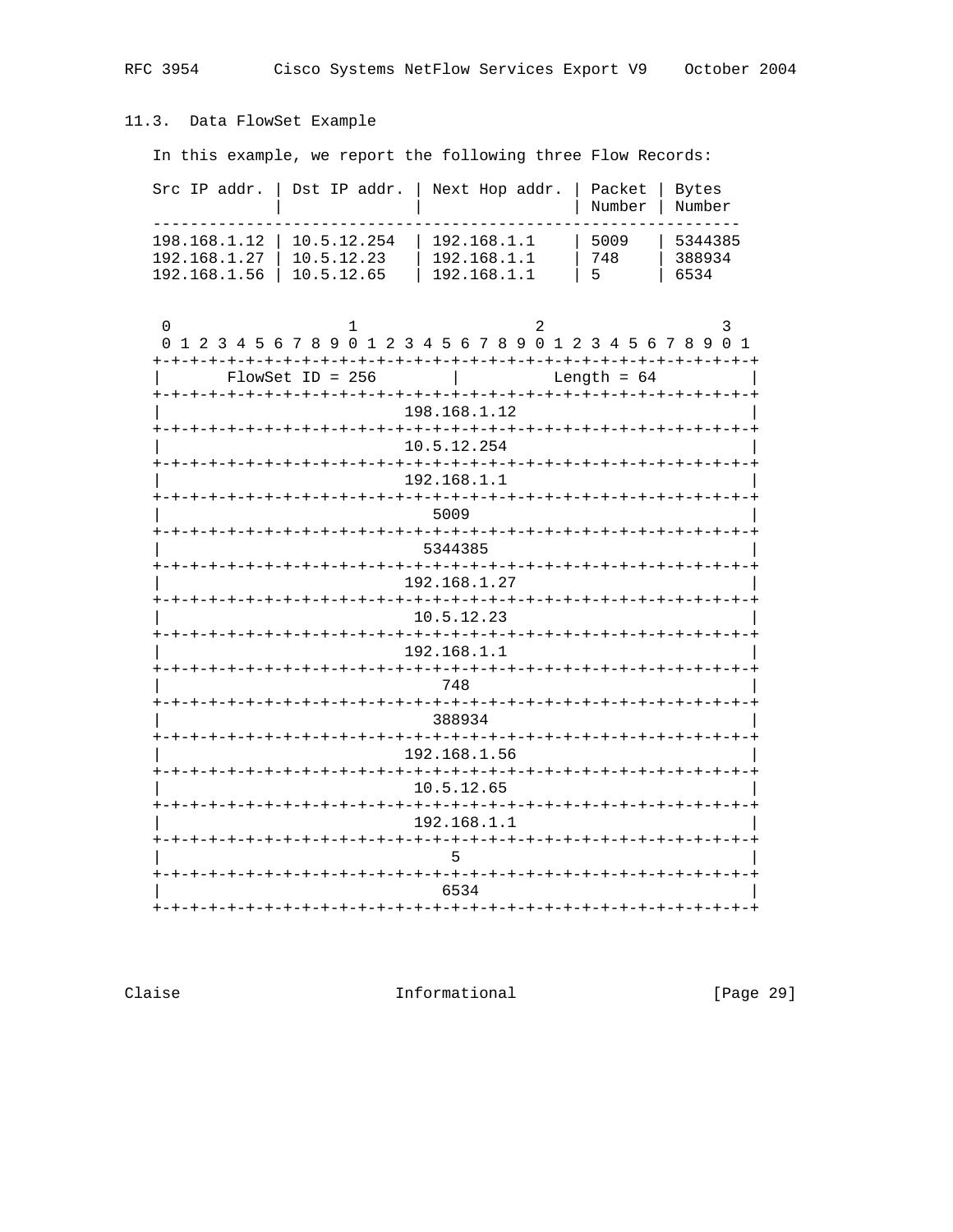### 11.3. Data FlowSet Example

In this example, we report the following three Flow Records:

| Src IP addr. | Dst IP addr. | Next Hop addr. | Packet Number | Bytes Number |
|---|---|---|---|---|
| 198.168.1.12 | 10.5.12.254 | 192.168.1.1 | 5009 | 5344385 |
| 192.168.1.27 | 10.5.12.23 | 192.168.1.1 | 748 | 388934 |
| 192.168.1.56 | 10.5.12.65 | 192.168.1.1 | 5 | 6534 |

```
 0                   1                   2                   3
 0 1 2 3 4 5 6 7 8 9 0 1 2 3 4 5 6 7 8 9 0 1 2 3 4 5 6 7 8 9 0 1
+-+-+-+-+-+-+-+-+-+-+-+-+-+-+-+-+-+-+-+-+-+-+-+-+-+-+-+-+-+-+-+-+
|       FlowSet ID = 256        |          Length = 64          |
+-+-+-+-+-+-+-+-+-+-+-+-+-+-+-+-+-+-+-+-+-+-+-+-+-+-+-+-+-+-+-+-+
|                          198.168.1.12                         |
+-+-+-+-+-+-+-+-+-+-+-+-+-+-+-+-+-+-+-+-+-+-+-+-+-+-+-+-+-+-+-+-+
|                          10.5.12.254                          |
+-+-+-+-+-+-+-+-+-+-+-+-+-+-+-+-+-+-+-+-+-+-+-+-+-+-+-+-+-+-+-+-+
|                          192.168.1.1                          |
+-+-+-+-+-+-+-+-+-+-+-+-+-+-+-+-+-+-+-+-+-+-+-+-+-+-+-+-+-+-+-+-+
|                             5009                              |
+-+-+-+-+-+-+-+-+-+-+-+-+-+-+-+-+-+-+-+-+-+-+-+-+-+-+-+-+-+-+-+-+
|                            5344385                            |
+-+-+-+-+-+-+-+-+-+-+-+-+-+-+-+-+-+-+-+-+-+-+-+-+-+-+-+-+-+-+-+-+
|                          192.168.1.27                         |
+-+-+-+-+-+-+-+-+-+-+-+-+-+-+-+-+-+-+-+-+-+-+-+-+-+-+-+-+-+-+-+-+
|                           10.5.12.23                          |
+-+-+-+-+-+-+-+-+-+-+-+-+-+-+-+-+-+-+-+-+-+-+-+-+-+-+-+-+-+-+-+-+
|                          192.168.1.1                          |
+-+-+-+-+-+-+-+-+-+-+-+-+-+-+-+-+-+-+-+-+-+-+-+-+-+-+-+-+-+-+-+-+
|                              748                              |
+-+-+-+-+-+-+-+-+-+-+-+-+-+-+-+-+-+-+-+-+-+-+-+-+-+-+-+-+-+-+-+-+
|                             388934                            |
+-+-+-+-+-+-+-+-+-+-+-+-+-+-+-+-+-+-+-+-+-+-+-+-+-+-+-+-+-+-+-+-+
|                          192.168.1.56                         |
+-+-+-+-+-+-+-+-+-+-+-+-+-+-+-+-+-+-+-+-+-+-+-+-+-+-+-+-+-+-+-+-+
|                           10.5.12.65                          |
+-+-+-+-+-+-+-+-+-+-+-+-+-+-+-+-+-+-+-+-+-+-+-+-+-+-+-+-+-+-+-+-+
|                           192.168.1.1                         |
+-+-+-+-+-+-+-+-+-+-+-+-+-+-+-+-+-+-+-+-+-+-+-+-+-+-+-+-+-+-+-+-+
|                               5                               |
+-+-+-+-+-+-+-+-+-+-+-+-+-+-+-+-+-+-+-+-+-+-+-+-+-+-+-+-+-+-+-+-+
|                              6534                             |
+-+-+-+-+-+-+-+-+-+-+-+-+-+-+-+-+-+-+-+-+-+-+-+-+-+-+-+-+-+-+-+-+
```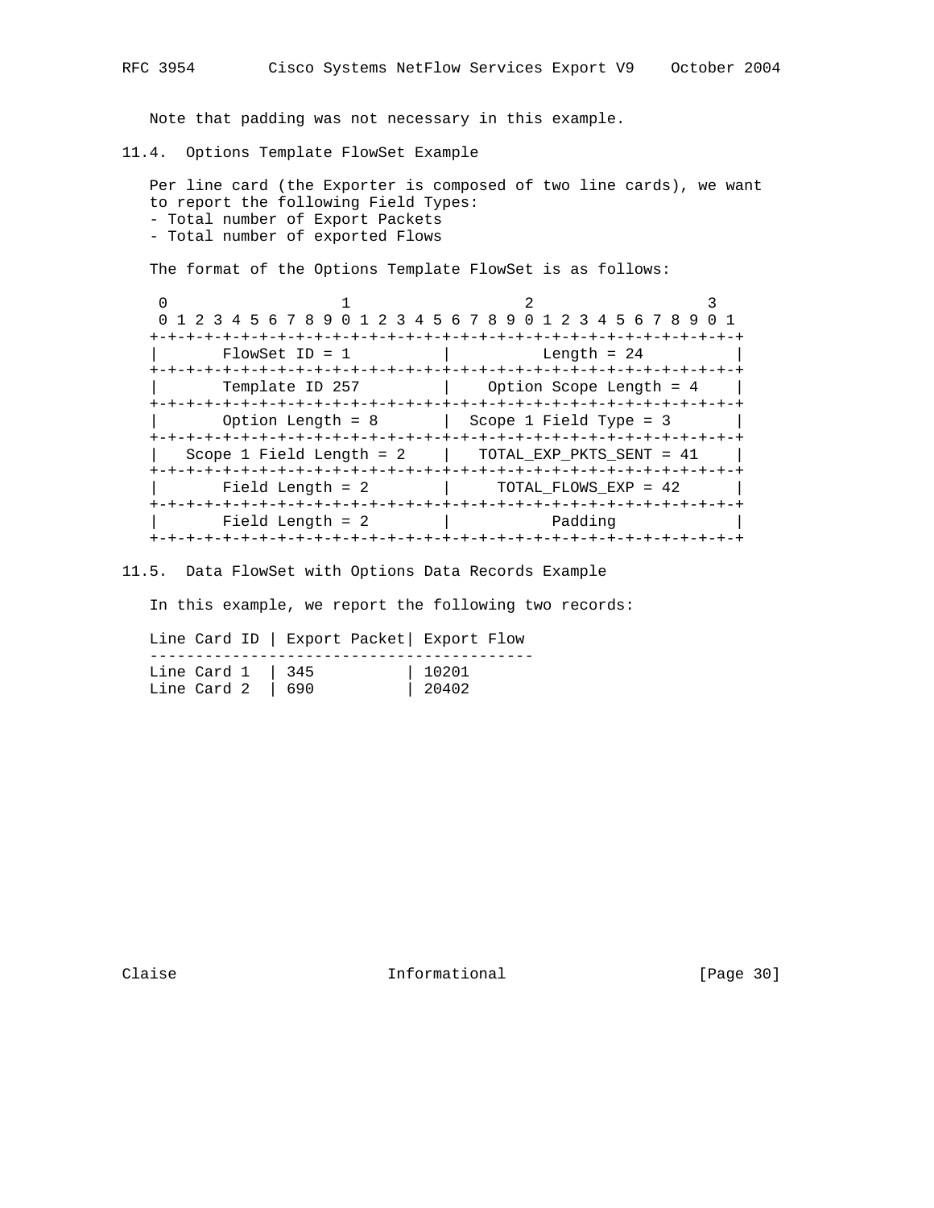Note that padding was not necessary in this example.

### 11.4. Options Template FlowSet Example

Per line card (the Exporter is composed of two line cards), we want to report the following Field Types:

- Total number of Export Packets
- Total number of exported Flows

The format of the Options Template FlowSet is as follows:

```
 0                   1                   2                   3
 0 1 2 3 4 5 6 7 8 9 0 1 2 3 4 5 6 7 8 9 0 1 2 3 4 5 6 7 8 9 0 1
+-+-+-+-+-+-+-+-+-+-+-+-+-+-+-+-+-+-+-+-+-+-+-+-+-+-+-+-+-+-+-+-+
|       FlowSet ID = 1          |          Length = 24          |
+-+-+-+-+-+-+-+-+-+-+-+-+-+-+-+-+-+-+-+-+-+-+-+-+-+-+-+-+-+-+-+-+
|       Template ID 257         |    Option Scope Length = 4    |
+-+-+-+-+-+-+-+-+-+-+-+-+-+-+-+-+-+-+-+-+-+-+-+-+-+-+-+-+-+-+-+-+
|       Option Length = 8       |  Scope 1 Field Type = 3       |
+-+-+-+-+-+-+-+-+-+-+-+-+-+-+-+-+-+-+-+-+-+-+-+-+-+-+-+-+-+-+-+-+
|   Scope 1 Field Length = 2    |   TOTAL_EXP_PKTS_SENT = 41    |
+-+-+-+-+-+-+-+-+-+-+-+-+-+-+-+-+-+-+-+-+-+-+-+-+-+-+-+-+-+-+-+-+
|       Field Length = 2        |     TOTAL_FLOWS_EXP = 42      |
+-+-+-+-+-+-+-+-+-+-+-+-+-+-+-+-+-+-+-+-+-+-+-+-+-+-+-+-+-+-+-+-+
|       Field Length = 2        |           Padding             |
+-+-+-+-+-+-+-+-+-+-+-+-+-+-+-+-+-+-+-+-+-+-+-+-+-+-+-+-+-+-+-+-+
```

### 11.5. Data FlowSet with Options Data Records Example

In this example, we report the following two records:

| Line Card ID | Export Packet | Export Flow |
|---|---|---|
| Line Card 1 | 345 | 10201 |
| Line Card 2 | 690 | 20402 |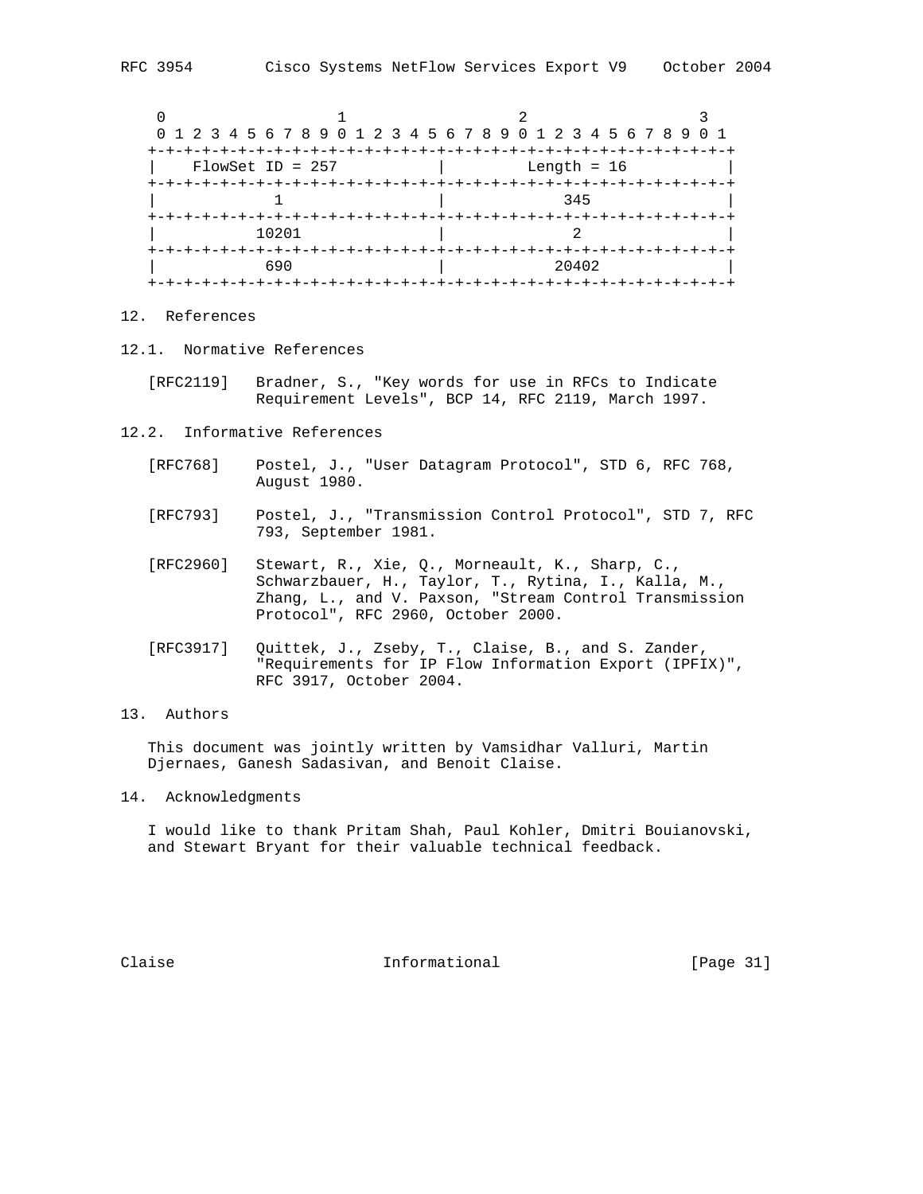```
    0                   1                   2                   3
    0 1 2 3 4 5 6 7 8 9 0 1 2 3 4 5 6 7 8 9 0 1 2 3 4 5 6 7 8 9 0 1
   +-+-+-+-+-+-+-+-+-+-+-+-+-+-+-+-+-+-+-+-+-+-+-+-+-+-+-+-+-+-+-+-+
   |    FlowSet ID = 257          |         Length = 16            |
   +-+-+-+-+-+-+-+-+-+-+-+-+-+-+-+-+-+-+-+-+-+-+-+-+-+-+-+-+-+-+-+-+
   |           1                  |             345                |
   +-+-+-+-+-+-+-+-+-+-+-+-+-+-+-+-+-+-+-+-+-+-+-+-+-+-+-+-+-+-+-+-+
   |         10201                |              2                 |
   +-+-+-+-+-+-+-+-+-+-+-+-+-+-+-+-+-+-+-+-+-+-+-+-+-+-+-+-+-+-+-+-+
   |          690                 |            20402               |
   +-+-+-+-+-+-+-+-+-+-+-+-+-+-+-+-+-+-+-+-+-+-+-+-+-+-+-+-+-+-+-+-+
```

## 12. References

### 12.1. Normative References

[RFC2119] Bradner, S., "Key words for use in RFCs to Indicate Requirement Levels", BCP 14, RFC 2119, March 1997.

### 12.2. Informative References

[RFC768] Postel, J., "User Datagram Protocol", STD 6, RFC 768, August 1980.

[RFC793] Postel, J., "Transmission Control Protocol", STD 7, RFC 793, September 1981.

[RFC2960] Stewart, R., Xie, Q., Morneault, K., Sharp, C., Schwarzbauer, H., Taylor, T., Rytina, I., Kalla, M., Zhang, L., and V. Paxson, "Stream Control Transmission Protocol", RFC 2960, October 2000.

[RFC3917] Quittek, J., Zseby, T., Claise, B., and S. Zander, "Requirements for IP Flow Information Export (IPFIX)", RFC 3917, October 2004.

## 13. Authors

This document was jointly written by Vamsidhar Valluri, Martin Djernaes, Ganesh Sadasivan, and Benoit Claise.

## 14. Acknowledgments

I would like to thank Pritam Shah, Paul Kohler, Dmitri Bouianovski, and Stewart Bryant for their valuable technical feedback.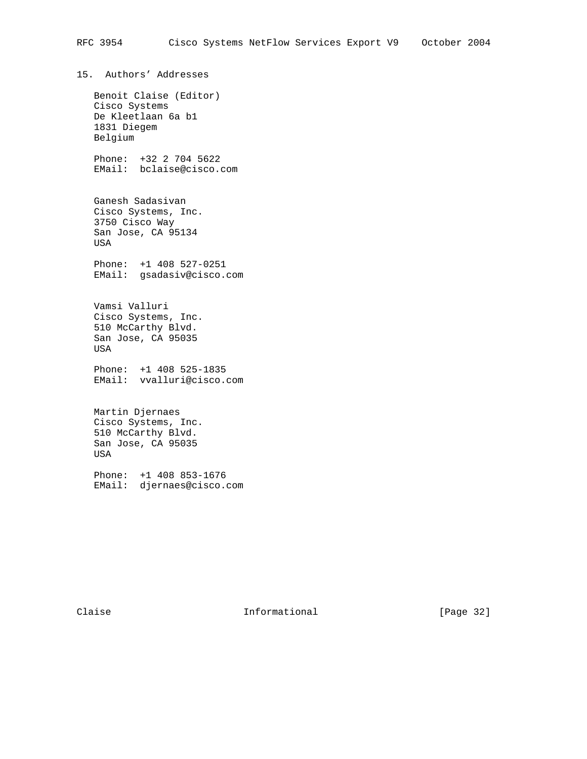## 15. Authors' Addresses

Benoit Claise (Editor)
Cisco Systems
De Kleetlaan 6a b1
1831 Diegem
Belgium

Phone: +32 2 704 5622
EMail: bclaise@cisco.com

Ganesh Sadasivan
Cisco Systems, Inc.
3750 Cisco Way
San Jose, CA 95134
USA

Phone: +1 408 527-0251
EMail: gsadasiv@cisco.com

Vamsi Valluri
Cisco Systems, Inc.
510 McCarthy Blvd.
San Jose, CA 95035
USA

Phone: +1 408 525-1835
EMail: vvalluri@cisco.com

Martin Djernaes
Cisco Systems, Inc.
510 McCarthy Blvd.
San Jose, CA 95035
USA

Phone: +1 408 853-1676
EMail: djernaes@cisco.com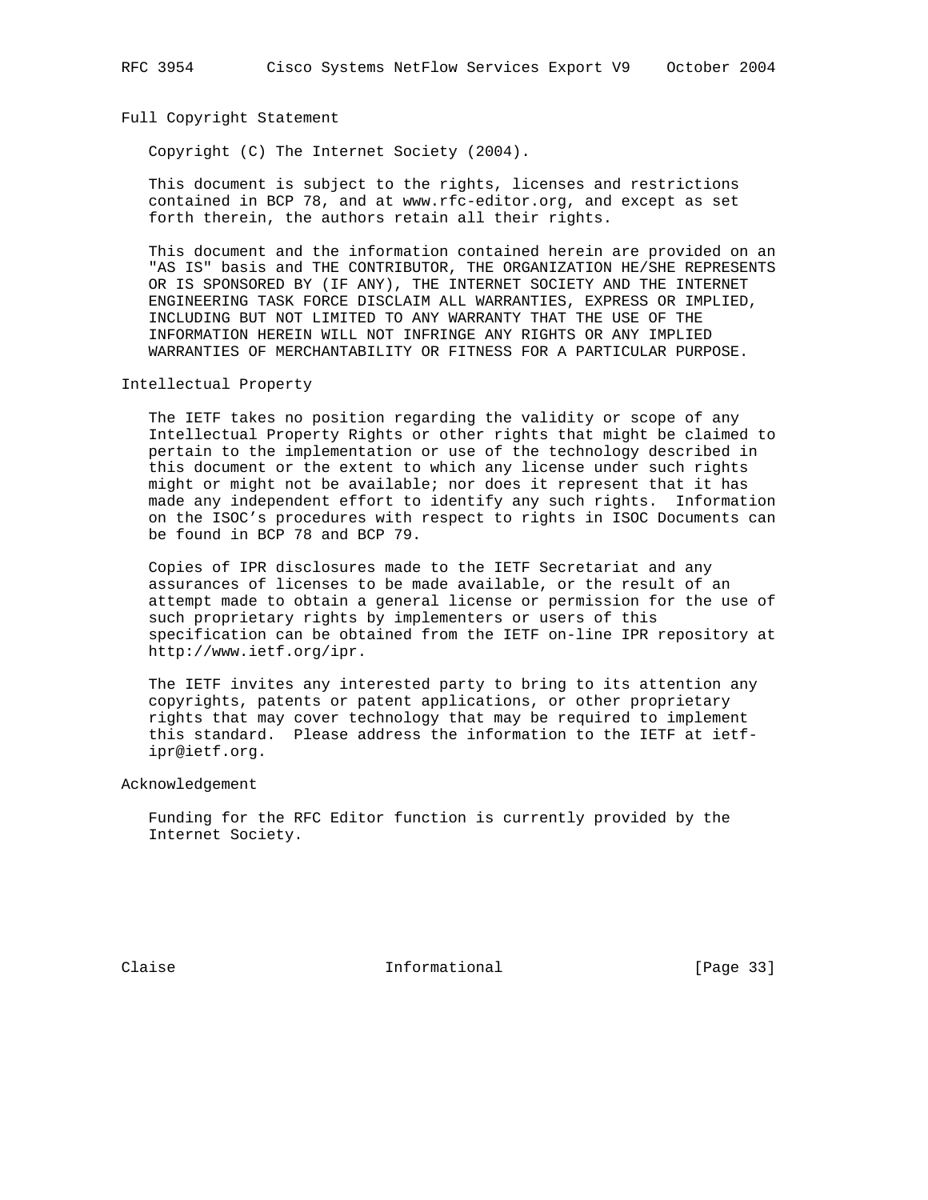## Full Copyright Statement

Copyright (C) The Internet Society (2004).

This document is subject to the rights, licenses and restrictions contained in BCP 78, and at www.rfc-editor.org, and except as set forth therein, the authors retain all their rights.

This document and the information contained herein are provided on an "AS IS" basis and THE CONTRIBUTOR, THE ORGANIZATION HE/SHE REPRESENTS OR IS SPONSORED BY (IF ANY), THE INTERNET SOCIETY AND THE INTERNET ENGINEERING TASK FORCE DISCLAIM ALL WARRANTIES, EXPRESS OR IMPLIED, INCLUDING BUT NOT LIMITED TO ANY WARRANTY THAT THE USE OF THE INFORMATION HEREIN WILL NOT INFRINGE ANY RIGHTS OR ANY IMPLIED WARRANTIES OF MERCHANTABILITY OR FITNESS FOR A PARTICULAR PURPOSE.

## Intellectual Property

The IETF takes no position regarding the validity or scope of any Intellectual Property Rights or other rights that might be claimed to pertain to the implementation or use of the technology described in this document or the extent to which any license under such rights might or might not be available; nor does it represent that it has made any independent effort to identify any such rights. Information on the ISOC's procedures with respect to rights in ISOC Documents can be found in BCP 78 and BCP 79.

Copies of IPR disclosures made to the IETF Secretariat and any assurances of licenses to be made available, or the result of an attempt made to obtain a general license or permission for the use of such proprietary rights by implementers or users of this specification can be obtained from the IETF on-line IPR repository at http://www.ietf.org/ipr.

The IETF invites any interested party to bring to its attention any copyrights, patents or patent applications, or other proprietary rights that may cover technology that may be required to implement this standard. Please address the information to the IETF at ietf-ipr@ietf.org.

## Acknowledgement

Funding for the RFC Editor function is currently provided by the Internet Society.